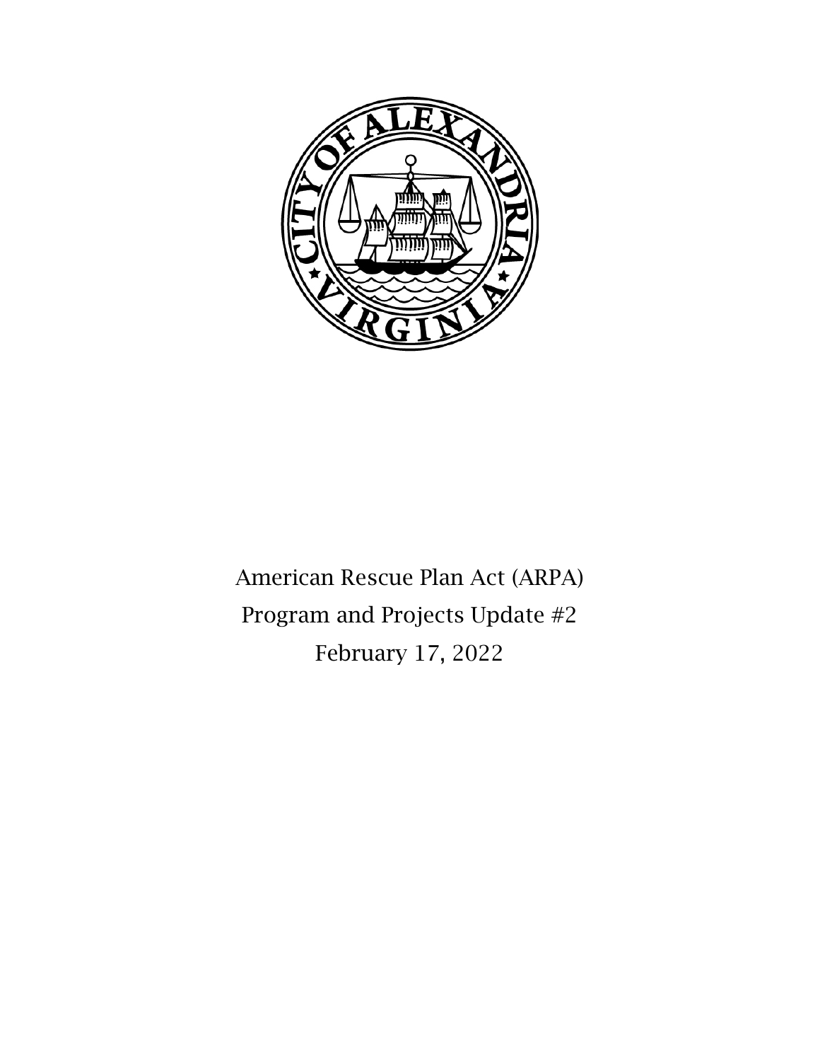American Rescue Plan Act (ARPA)

Program and Projects Update #2

February 17, 2022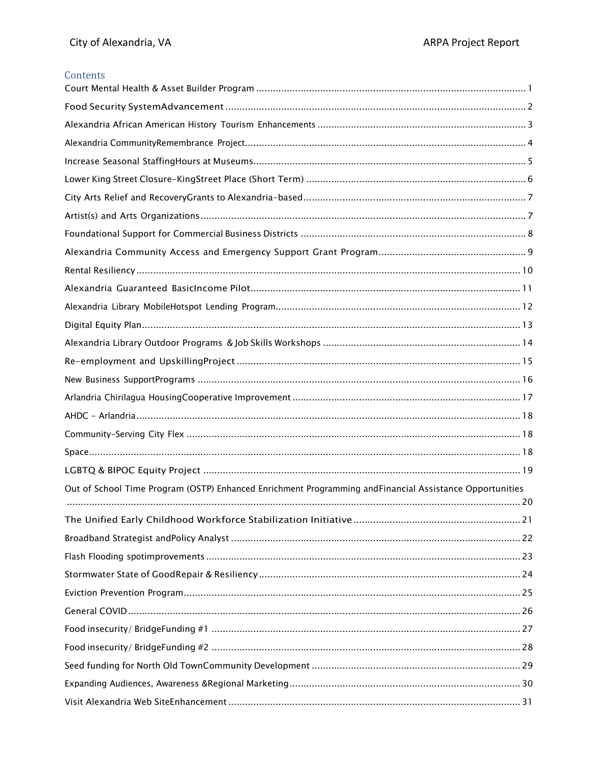## Contents

Court Mental Health & Asset Builder Program ........ 1
Food Security SystemAdvancement ........ 2
Alexandria African American History Tourism Enhancements ........ 3
Alexandria CommunityRemembrance Project ........ 4
Increase Seasonal StaffingHours at Museums ........ 5
Lower King Street Closure-KingStreet Place (Short Term) ........ 6
City Arts Relief and RecoveryGrants to Alexandria-based ........ 7
Artist(s) and Arts Organizations ........ 7
Foundational Support for Commercial Business Districts ........ 8
Alexandria Community Access and Emergency Support Grant Program ........ 9
Rental Resiliency ........ 10
Alexandria Guaranteed BasicIncome Pilot ........ 11
Alexandria Library MobileHotspot Lending Program ........ 12
Digital Equity Plan ........ 13
Alexandria Library Outdoor Programs & Job Skills Workshops ........ 14
Re-employment and UpskillingProject ........ 15
New Business SupportPrograms ........ 16
Arlandria Chirilagua HousingCooperative Improvement ........ 17
AHDC - Arlandria ........ 18
Community-Serving City Flex ........ 18
Space ........ 18
LGBTQ & BIPOC Equity Project ........ 19
Out of School Time Program (OSTP) Enhanced Enrichment Programming andFinancial Assistance Opportunities ........ 20
The Unified Early Childhood Workforce Stabilization Initiative ........ 21
Broadband Strategist andPolicy Analyst ........ 22
Flash Flooding spotimprovements ........ 23
Stormwater State of GoodRepair & Resiliency ........ 24
Eviction Prevention Program ........ 25
General COVID ........ 26
Food insecurity/ BridgeFunding #1 ........ 27
Food insecurity/ BridgeFunding #2 ........ 28
Seed funding for North Old TownCommunity Development ........ 29
Expanding Audiences, Awareness &Regional Marketing ........ 30
Visit Alexandria Web SiteEnhancement ........ 31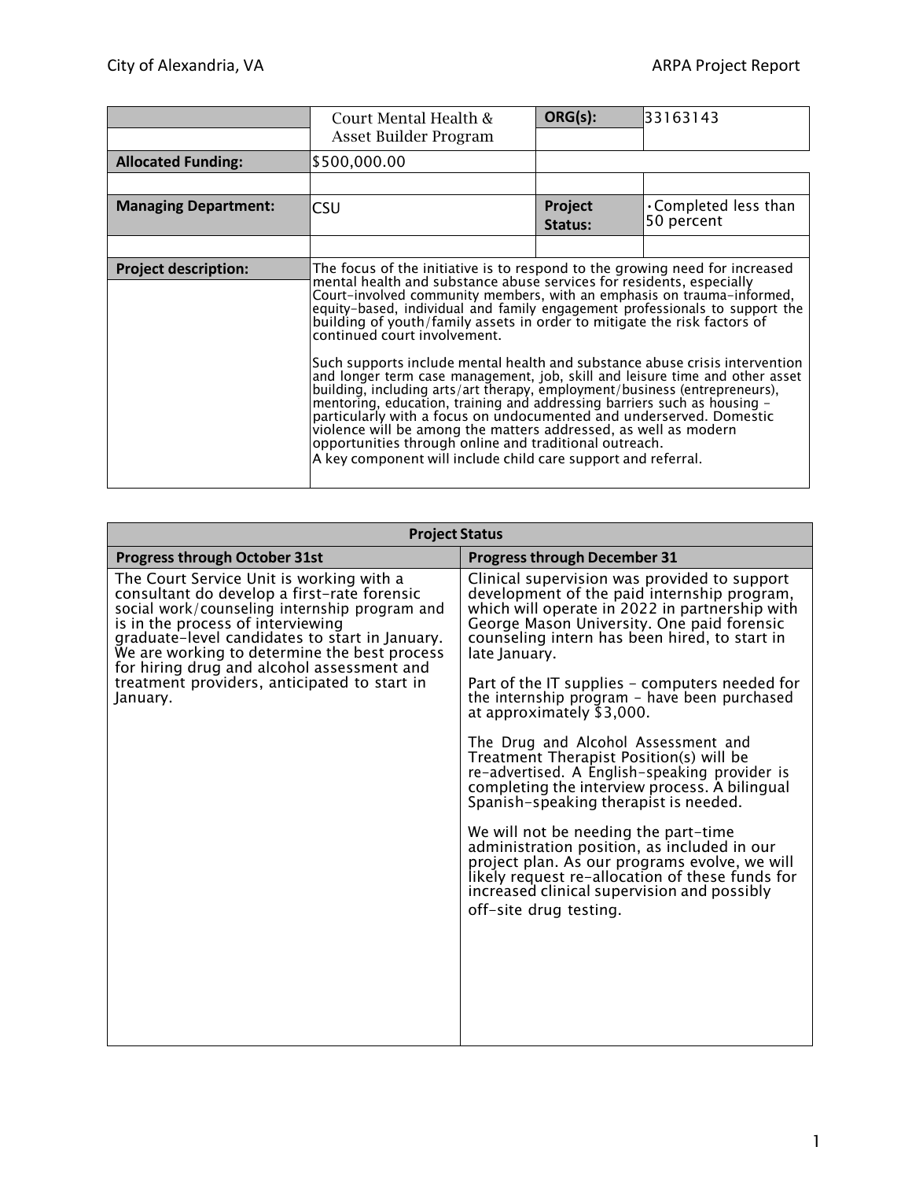| | Court Mental Health & Asset Builder Program | ORG(s): | 33163143 |
|---|---|---|---|
| **Allocated Funding:** | $500,000.00 | | |
| **Managing Department:** | CSU | **Project Status:** | • Completed less than 50 percent |
| **Project description:** | The focus of the initiative is to respond to the growing need for increased mental health and substance abuse services for residents, especially Court-involved community members, with an emphasis on trauma-informed, equity-based, individual and family engagement professionals to support the building of youth/family assets in order to mitigate the risk factors of continued court involvement.<br><br>Such supports include mental health and substance abuse crisis intervention and longer term case management, job, skill and leisure time and other asset building, including arts/art therapy, employment/business (entrepreneurs), mentoring, education, training and addressing barriers such as housing – particularly with a focus on undocumented and underserved. Domestic violence will be among the matters addressed, as well as modern opportunities through online and traditional outreach.<br>A key component will include child care support and referral. | | |

| Project Status | |
|---|---|
| **Progress through October 31st** | **Progress through December 31** |
| The Court Service Unit is working with a consultant do develop a first-rate forensic social work/counseling internship program and is in the process of interviewing graduate-level candidates to start in January. We are working to determine the best process for hiring drug and alcohol assessment and treatment providers, anticipated to start in January. | Clinical supervision was provided to support development of the paid internship program, which will operate in 2022 in partnership with George Mason University. One paid forensic counseling intern has been hired, to start in late January.<br><br>Part of the IT supplies – computers needed for the internship program – have been purchased at approximately $3,000.<br><br>The Drug and Alcohol Assessment and Treatment Therapist Position(s) will be re-advertised. A English-speaking provider is completing the interview process. A bilingual Spanish-speaking therapist is needed.<br><br>We will not be needing the part-time administration position, as included in our project plan. As our programs evolve, we will likely request re-allocation of these funds for increased clinical supervision and possibly off-site drug testing. |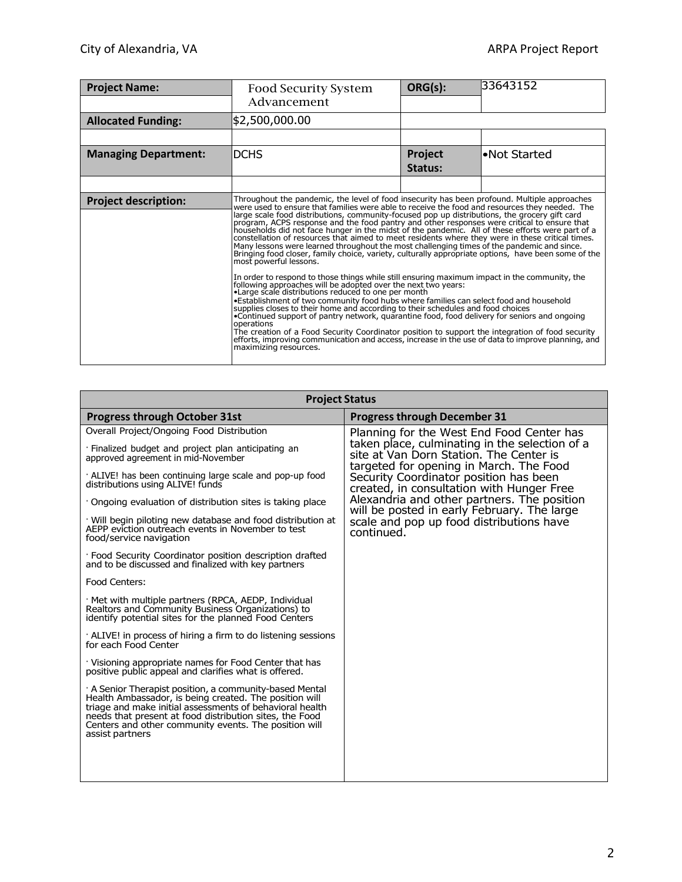| **Project Name:** | Food Security System Advancement | **ORG(s):** | 33643152 |
|---|---|---|---|
| **Allocated Funding:** | $2,500,000.00 | | |
| **Managing Department:** | DCHS | **Project Status:** | •Not Started |
| **Project description:** | Throughout the pandemic, the level of food insecurity has been profound. Multiple approaches were used to ensure that families were able to receive the food and resources they needed. The large scale food distributions, community-focused pop up distributions, the grocery gift card program, ACPS response and the food pantry and other responses were critical to ensure that households did not face hunger in the midst of the pandemic. All of these efforts were part of a constellation of resources that aimed to meet residents where they were in these critical times. Many lessons were learned throughout the most challenging times of the pandemic and since. Bringing food closer, family choice, variety, culturally appropriate options, have been some of the most powerful lessons.<br><br>In order to respond to those things while still ensuring maximum impact in the community, the following approaches will be adopted over the next two years:<br>•Large scale distributions reduced to one per month<br>•Establishment of two community food hubs where families can select food and household supplies closes to their home and according to their schedules and food choices<br>•Continued support of pantry network, quarantine food, food delivery for seniors and ongoing operations<br>The creation of a Food Security Coordinator position to support the integration of food security efforts, improving communication and access, increase in the use of data to improve planning, and maximizing resources. | | |

| **Project Status** | |
|---|---|
| **Progress through October 31st** | **Progress through December 31** |
| Overall Project/Ongoing Food Distribution<br><br>· Finalized budget and project plan anticipating an approved agreement in mid-November<br><br>· ALIVE! has been continuing large scale and pop-up food distributions using ALIVE! funds<br><br>· Ongoing evaluation of distribution sites is taking place<br><br>· Will begin piloting new database and food distribution at AEPP eviction outreach events in November to test food/service navigation<br><br>· Food Security Coordinator position description drafted and to be discussed and finalized with key partners<br><br>Food Centers:<br><br>· Met with multiple partners (RPCA, AEDP, Individual Realtors and Community Business Organizations) to identify potential sites for the planned Food Centers<br><br>· ALIVE! in process of hiring a firm to do listening sessions for each Food Center<br><br>· Visioning appropriate names for Food Center that has positive public appeal and clarifies what is offered.<br><br>· A Senior Therapist position, a community-based Mental Health Ambassador, is being created. The position will triage and make initial assessments of behavioral health needs that present at food distribution sites, the Food Centers and other community events. The position will assist partners | Planning for the West End Food Center has taken place, culminating in the selection of a site at Van Dorn Station. The Center is targeted for opening in March. The Food Security Coordinator position has been created, in consultation with Hunger Free Alexandria and other partners. The position will be posted in early February. The large scale and pop up food distributions have continued. |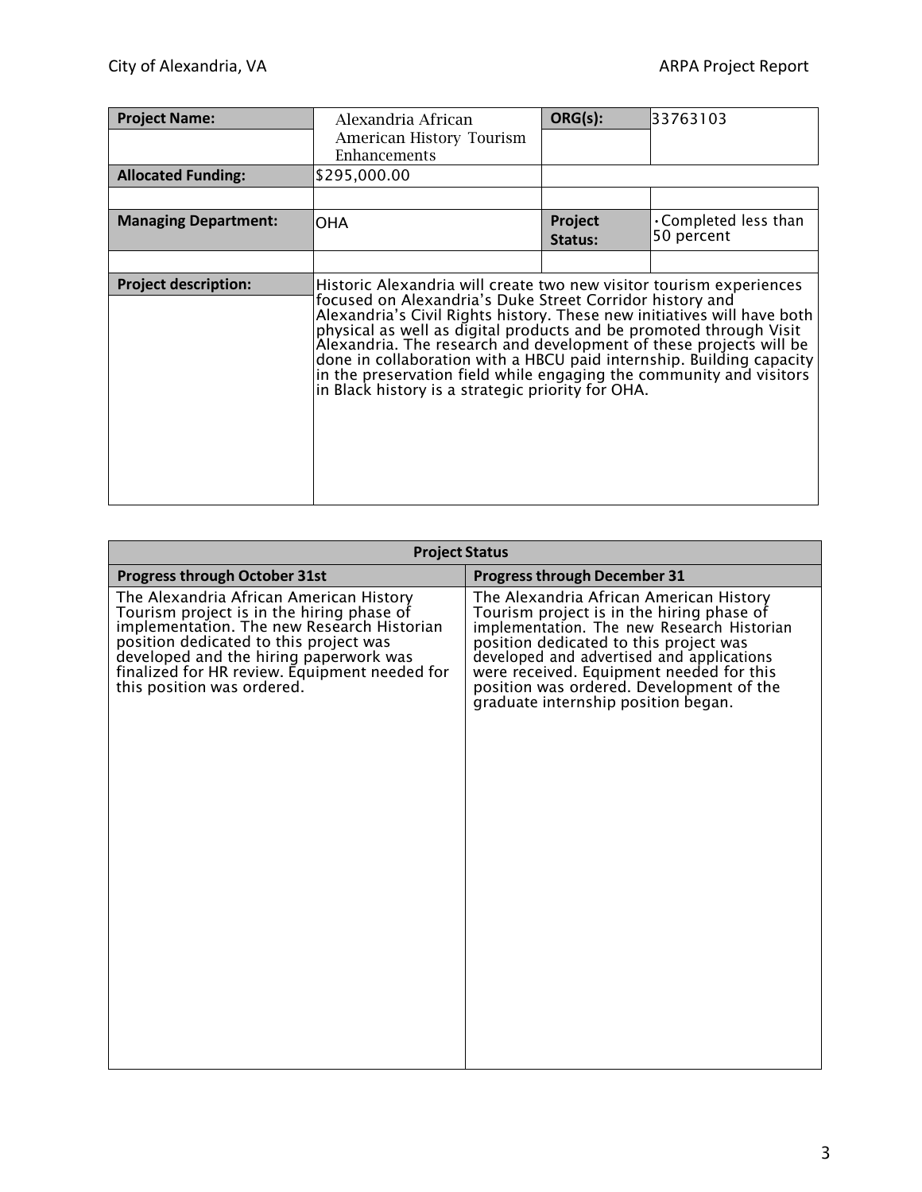| Project Name: | Alexandria African American History Tourism Enhancements | ORG(s): | 33763103 |
|---|---|---|---|
| **Allocated Funding:** | $295,000.00 | | |
| | | | |
| **Managing Department:** | OHA | **Project Status:** | • Completed less than 50 percent |
| | | | |
| **Project description:** | Historic Alexandria will create two new visitor tourism experiences focused on Alexandria's Duke Street Corridor history and Alexandria's Civil Rights history. These new initiatives will have both physical as well as digital products and be promoted through Visit Alexandria. The research and development of these projects will be done in collaboration with a HBCU paid internship. Building capacity in the preservation field while engaging the community and visitors in Black history is a strategic priority for OHA. | | |

| Project Status | |
|---|---|
| **Progress through October 31st** | **Progress through December 31** |
| The Alexandria African American History Tourism project is in the hiring phase of implementation. The new Research Historian position dedicated to this project was developed and the hiring paperwork was finalized for HR review. Equipment needed for this position was ordered. | The Alexandria African American History Tourism project is in the hiring phase of implementation. The new Research Historian position dedicated to this project was developed and advertised and applications were received. Equipment needed for this position was ordered. Development of the graduate internship position began. |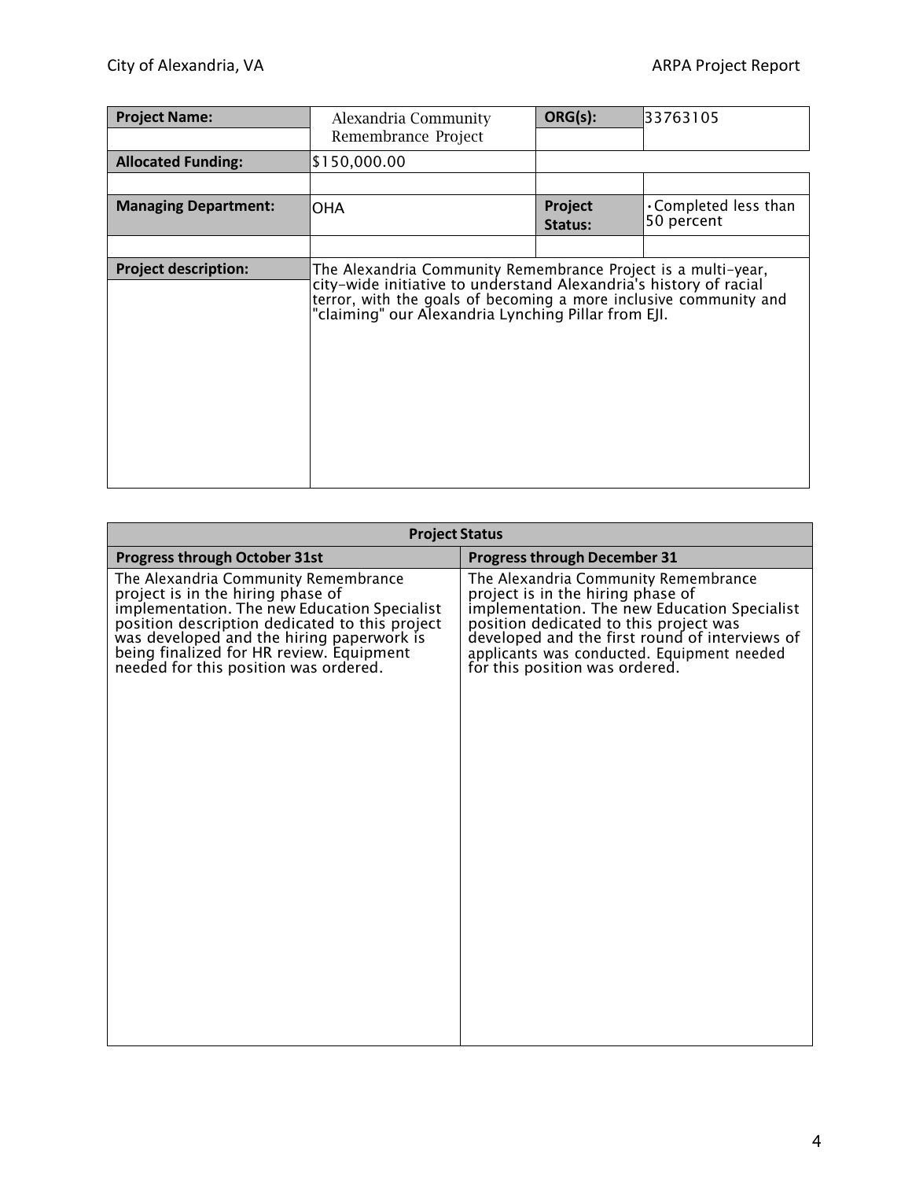| Project Name: | Alexandria Community Remembrance Project | ORG(s): | 33763105 |
|---|---|---|---|
| Allocated Funding: | $150,000.00 | | |
| Managing Department: | OHA | Project Status: | • Completed less than 50 percent |
| Project description: | The Alexandria Community Remembrance Project is a multi-year, city-wide initiative to understand Alexandria's history of racial terror, with the goals of becoming a more inclusive community and "claiming" our Alexandria Lynching Pillar from EJI. | | |

| Project Status | |
|---|---|
| **Progress through October 31st** | **Progress through December 31** |
| The Alexandria Community Remembrance project is in the hiring phase of implementation. The new Education Specialist position description dedicated to this project was developed and the hiring paperwork is being finalized for HR review. Equipment needed for this position was ordered. | The Alexandria Community Remembrance project is in the hiring phase of implementation. The new Education Specialist position dedicated to this project was developed and the first round of interviews of applicants was conducted. Equipment needed for this position was ordered. |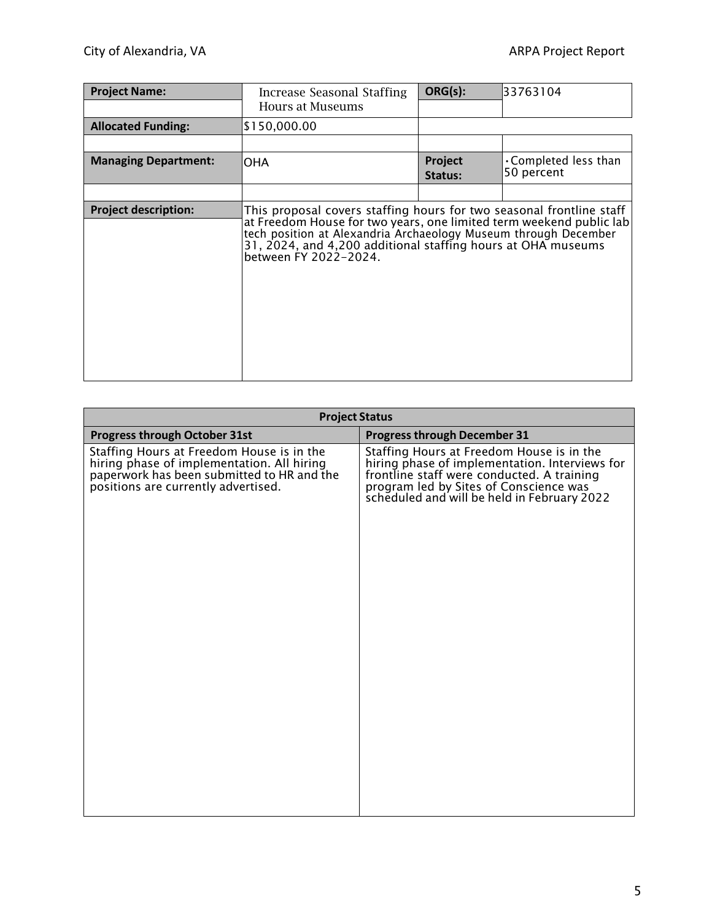| Project Name: | Increase Seasonal Staffing Hours at Museums | ORG(s): | 33763104 |
|---|---|---|---|
| Allocated Funding: | $150,000.00 | | |
| Managing Department: | OHA | Project Status: | •Completed less than 50 percent |
| Project description: | This proposal covers staffing hours for two seasonal frontline staff at Freedom House for two years, one limited term weekend public lab tech position at Alexandria Archaeology Museum through December 31, 2024, and 4,200 additional staffing hours at OHA museums between FY 2022-2024. | | |

| Project Status | |
|---|---|
| **Progress through October 31st** | **Progress through December 31** |
| Staffing Hours at Freedom House is in the hiring phase of implementation. All hiring paperwork has been submitted to HR and the positions are currently advertised. | Staffing Hours at Freedom House is in the hiring phase of implementation. Interviews for frontline staff were conducted. A training program led by Sites of Conscience was scheduled and will be held in February 2022 |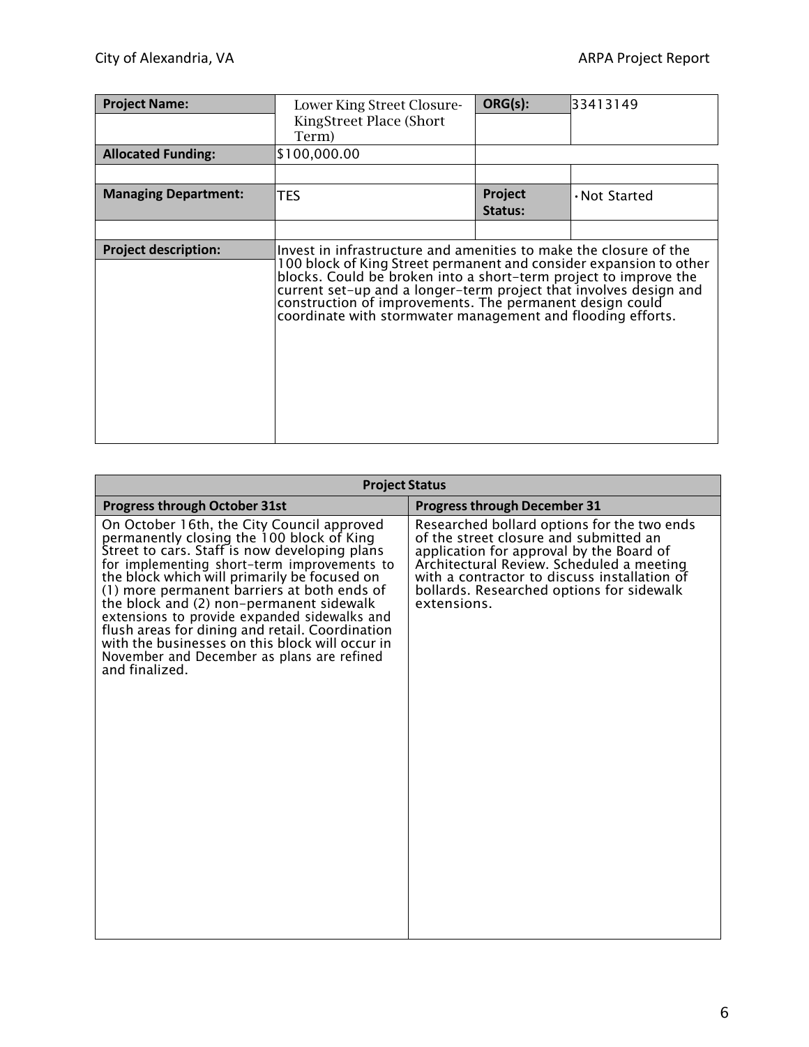| Project Name: | Lower King Street Closure- KingStreet Place (Short Term) | ORG(s): | 33413149 |
|---|---|---|---|
| Allocated Funding: | $100,000.00 | | |
| | | | |
| Managing Department: | TES | Project Status: | • Not Started |
| | | | |
| Project description: | Invest in infrastructure and amenities to make the closure of the 100 block of King Street permanent and consider expansion to other blocks. Could be broken into a short-term project to improve the current set-up and a longer-term project that involves design and construction of improvements. The permanent design could coordinate with stormwater management and flooding efforts. | | |

| Project Status | |
|---|---|
| **Progress through October 31st** | **Progress through December 31** |
| On October 16th, the City Council approved permanently closing the 100 block of King Street to cars. Staff is now developing plans for implementing short-term improvements to the block which will primarily be focused on (1) more permanent barriers at both ends of the block and (2) non-permanent sidewalk extensions to provide expanded sidewalks and flush areas for dining and retail. Coordination with the businesses on this block will occur in November and December as plans are refined and finalized. | Researched bollard options for the two ends of the street closure and submitted an application for approval by the Board of Architectural Review. Scheduled a meeting with a contractor to discuss installation of bollards. Researched options for sidewalk extensions. |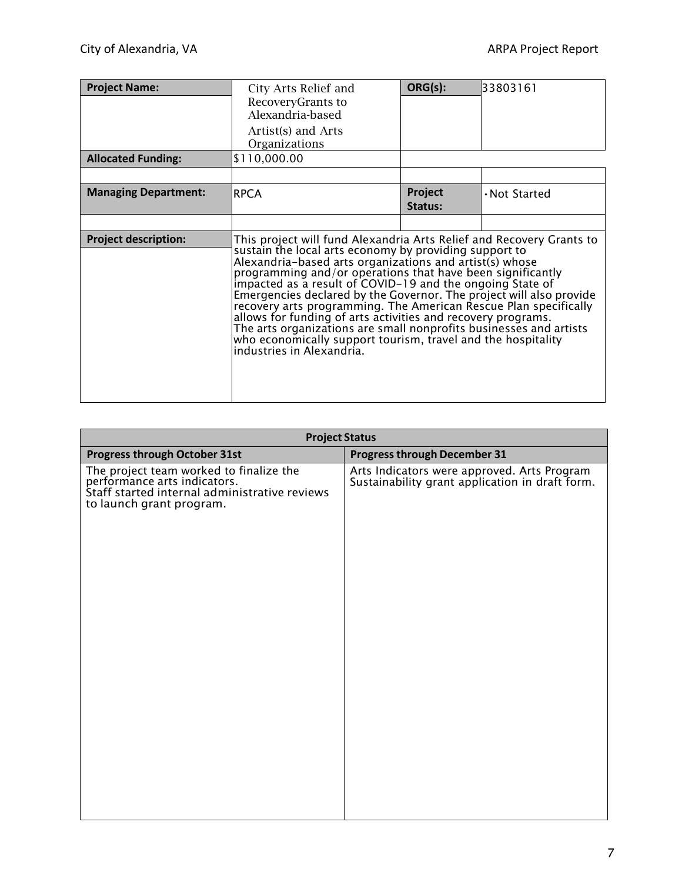| Project Name: | City Arts Relief and RecoveryGrants to Alexandria-based Artist(s) and Arts Organizations | ORG(s): | 33803161 |
|---|---|---|---|
| Allocated Funding: | $110,000.00 | | |
| Managing Department: | RPCA | Project Status: | • Not Started |
| Project description: | This project will fund Alexandria Arts Relief and Recovery Grants to sustain the local arts economy by providing support to Alexandria-based arts organizations and artist(s) whose programming and/or operations that have been significantly impacted as a result of COVID-19 and the ongoing State of Emergencies declared by the Governor. The project will also provide recovery arts programming. The American Rescue Plan specifically allows for funding of arts activities and recovery programs. The arts organizations are small nonprofits businesses and artists who economically support tourism, travel and the hospitality industries in Alexandria. | | |

| Project Status | |
|---|---|
| **Progress through October 31st** | **Progress through December 31** |
| The project team worked to finalize the performance arts indicators. Staff started internal administrative reviews to launch grant program. | Arts Indicators were approved. Arts Program Sustainability grant application in draft form. |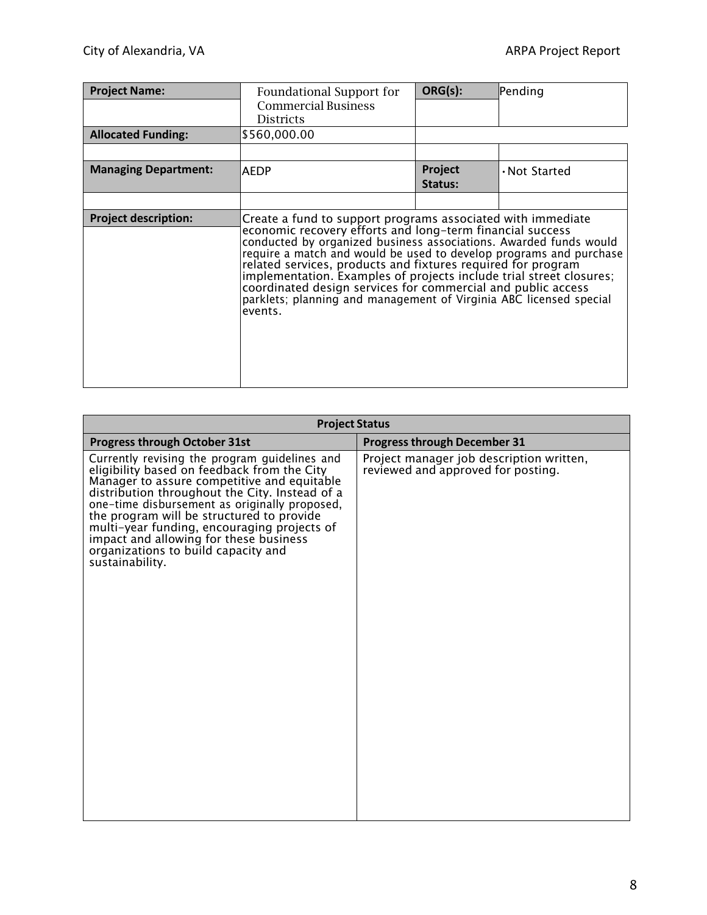| Project Name: | Foundational Support for Commercial Business Districts | ORG(s): | Pending |
| --- | --- | --- | --- |
| Allocated Funding: | $560,000.00 | | |
| Managing Department: | AEDP | Project Status: | • Not Started |
| Project description: | Create a fund to support programs associated with immediate economic recovery efforts and long-term financial success conducted by organized business associations. Awarded funds would require a match and would be used to develop programs and purchase related services, products and fixtures required for program implementation. Examples of projects include trial street closures; coordinated design services for commercial and public access parklets; planning and management of Virginia ABC licensed special events. | | |

| Project Status | |
| --- | --- |
| **Progress through October 31st** | **Progress through December 31** |
| Currently revising the program guidelines and eligibility based on feedback from the City Manager to assure competitive and equitable distribution throughout the City. Instead of a one-time disbursement as originally proposed, the program will be structured to provide multi-year funding, encouraging projects of impact and allowing for these business organizations to build capacity and sustainability. | Project manager job description written, reviewed and approved for posting. |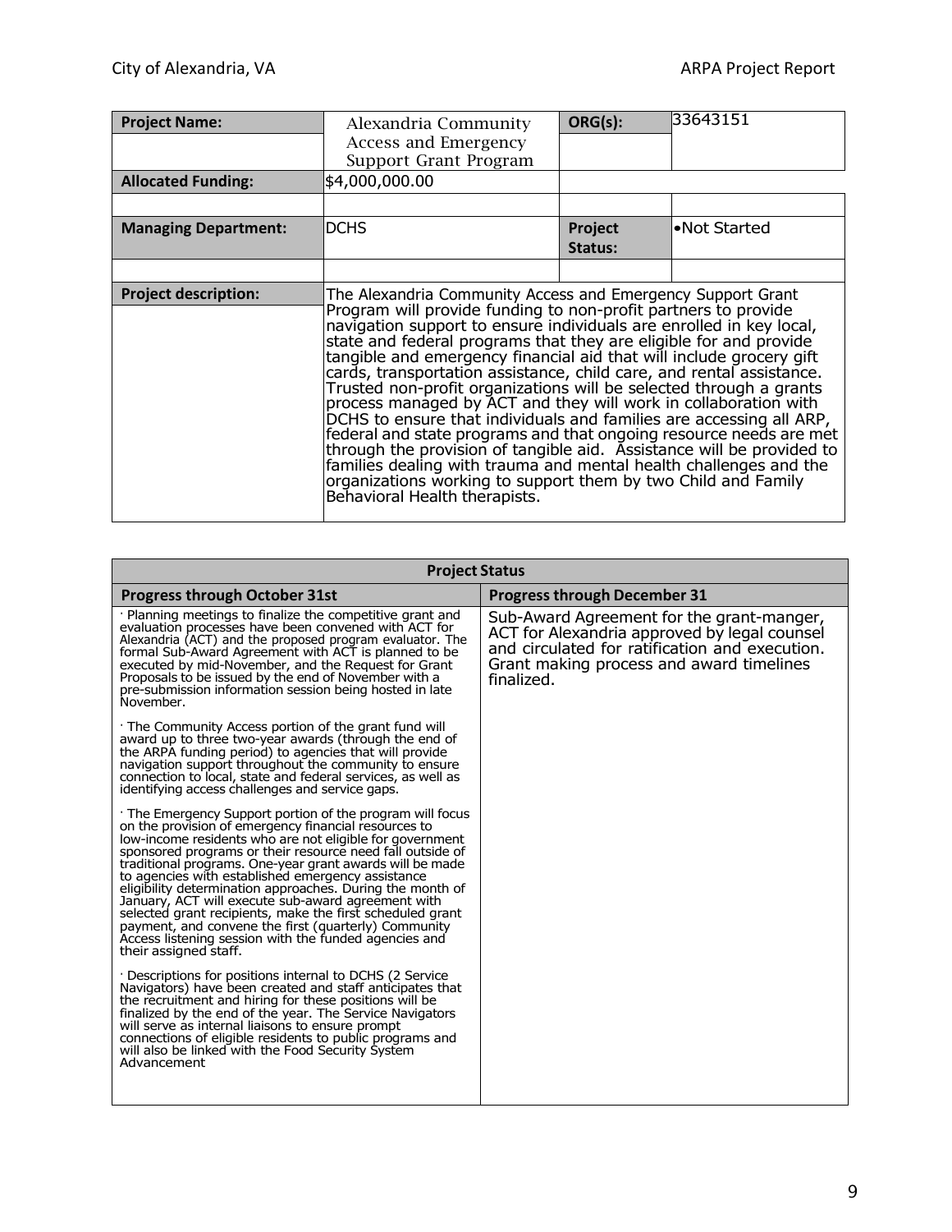| Project Name: | Alexandria Community Access and Emergency Support Grant Program | ORG(s): | 33643151 |
|---|---|---|---|
| Allocated Funding: | $4,000,000.00 | | |
| | | | |
| Managing Department: | DCHS | Project Status: | •Not Started |
| | | | |
| Project description: | The Alexandria Community Access and Emergency Support Grant Program will provide funding to non-profit partners to provide navigation support to ensure individuals are enrolled in key local, state and federal programs that they are eligible for and provide tangible and emergency financial aid that will include grocery gift cards, transportation assistance, child care, and rental assistance. Trusted non-profit organizations will be selected through a grants process managed by ACT and they will work in collaboration with DCHS to ensure that individuals and families are accessing all ARP, federal and state programs and that ongoing resource needs are met through the provision of tangible aid. Assistance will be provided to families dealing with trauma and mental health challenges and the organizations working to support them by two Child and Family Behavioral Health therapists. | | |

| Project Status | |
|---|---|
| **Progress through October 31st** | **Progress through December 31** |
| · Planning meetings to finalize the competitive grant and evaluation processes have been convened with ACT for Alexandria (ACT) and the proposed program evaluator. The formal Sub-Award Agreement with ACT is planned to be executed by mid-November, and the Request for Grant Proposals to be issued by the end of November with a pre-submission information session being hosted in late November.<br><br>· The Community Access portion of the grant fund will award up to three two-year awards (through the end of the ARPA funding period) to agencies that will provide navigation support throughout the community to ensure connection to local, state and federal services, as well as identifying access challenges and service gaps.<br><br>· The Emergency Support portion of the program will focus on the provision of emergency financial resources to low-income residents who are not eligible for government sponsored programs or their resource need fall outside of traditional programs. One-year grant awards will be made to agencies with established emergency assistance eligibility determination approaches. During the month of January, ACT will execute sub-award agreement with selected grant recipients, make the first scheduled grant payment, and convene the first (quarterly) Community Access listening session with the funded agencies and their assigned staff.<br><br>· Descriptions for positions internal to DCHS (2 Service Navigators) have been created and staff anticipates that the recruitment and hiring for these positions will be finalized by the end of the year. The Service Navigators will serve as internal liaisons to ensure prompt connections of eligible residents to public programs and will also be linked with the Food Security System Advancement | Sub-Award Agreement for the grant-manger, ACT for Alexandria approved by legal counsel and circulated for ratification and execution. Grant making process and award timelines finalized. |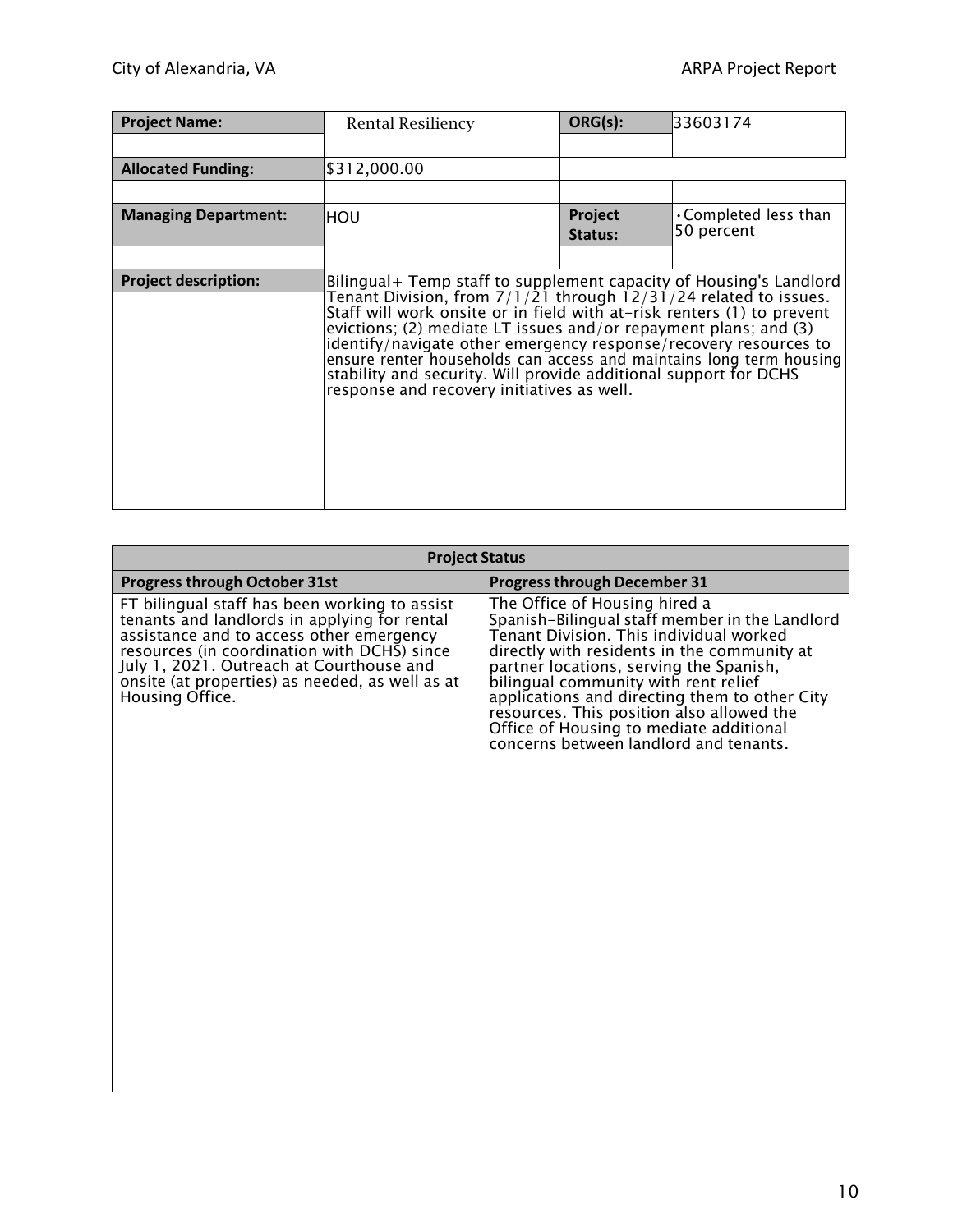| Project Name: | Rental Resiliency | ORG(s): | 33603174 |
|---|---|---|---|
| Allocated Funding: | $312,000.00 | | |
| Managing Department: | HOU | Project Status: | •Completed less than 50 percent |
| Project description: | Bilingual+ Temp staff to supplement capacity of Housing's Landlord Tenant Division, from 7/1/21 through 12/31/24 related to issues. Staff will work onsite or in field with at-risk renters (1) to prevent evictions; (2) mediate LT issues and/or repayment plans; and (3) identify/navigate other emergency response/recovery resources to ensure renter households can access and maintains long term housing stability and security. Will provide additional support for DCHS response and recovery initiatives as well. | | |

| Project Status | |
|---|---|
| **Progress through October 31st** | **Progress through December 31** |
| FT bilingual staff has been working to assist tenants and landlords in applying for rental assistance and to access other emergency resources (in coordination with DCHS) since July 1, 2021. Outreach at Courthouse and onsite (at properties) as needed, as well as at Housing Office. | The Office of Housing hired a Spanish-Bilingual staff member in the Landlord Tenant Division. This individual worked directly with residents in the community at partner locations, serving the Spanish, bilingual community with rent relief applications and directing them to other City resources. This position also allowed the Office of Housing to mediate additional concerns between landlord and tenants. |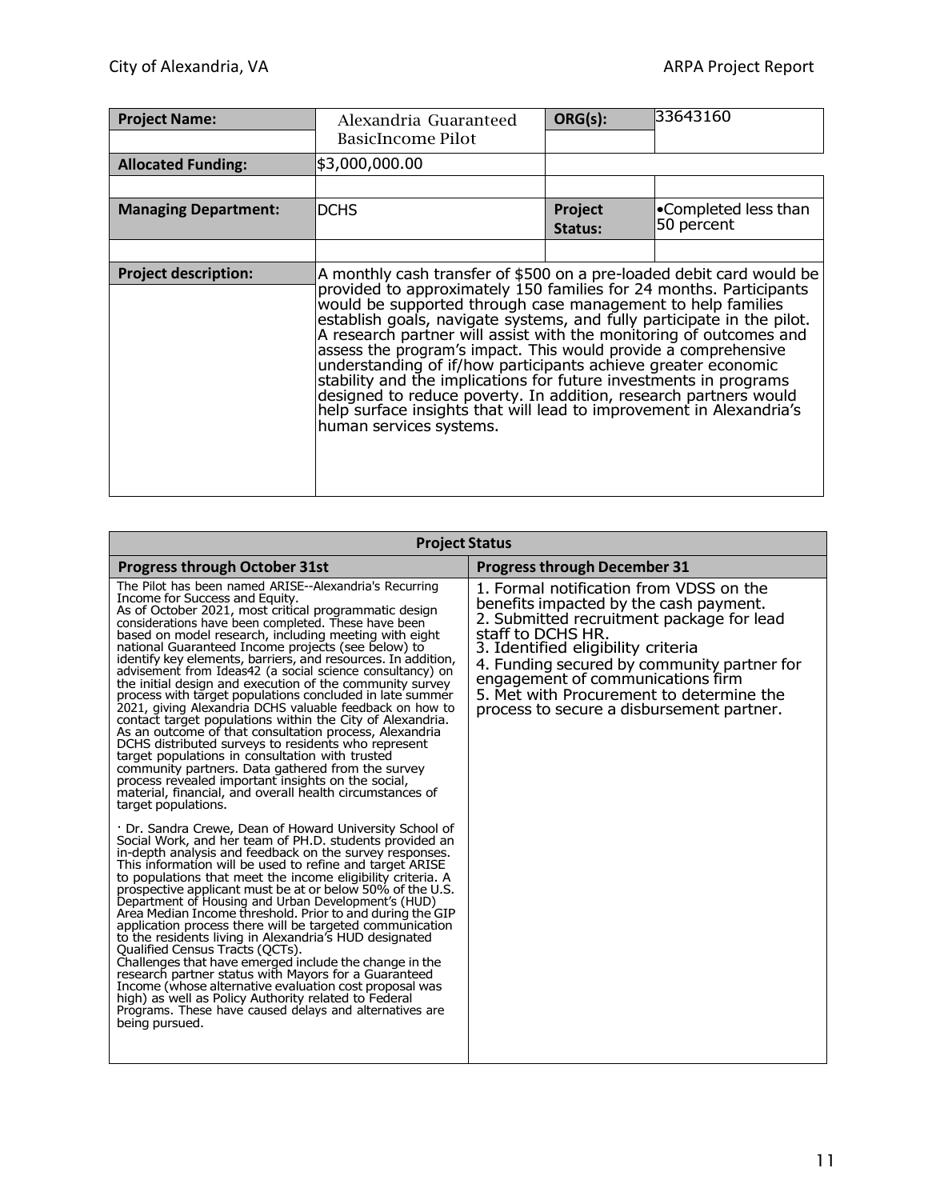| Project Name: | Alexandria Guaranteed BasicIncome Pilot | ORG(s): | 33643160 |
|---|---|---|---|
| Allocated Funding: | $3,000,000.00 | | |
| Managing Department: | DCHS | Project Status: | •Completed less than 50 percent |
| Project description: | A monthly cash transfer of $500 on a pre-loaded debit card would be provided to approximately 150 families for 24 months. Participants would be supported through case management to help families establish goals, navigate systems, and fully participate in the pilot. A research partner will assist with the monitoring of outcomes and assess the program's impact. This would provide a comprehensive understanding of if/how participants achieve greater economic stability and the implications for future investments in programs designed to reduce poverty. In addition, research partners would help surface insights that will lead to improvement in Alexandria's human services systems. | | |

| Project Status | |
|---|---|
| **Progress through October 31st** | **Progress through December 31** |
| The Pilot has been named ARISE--Alexandria's Recurring Income for Success and Equity.<br>As of October 2021, most critical programmatic design considerations have been completed. These have been based on model research, including meeting with eight national Guaranteed Income projects (see below) to identify key elements, barriers, and resources. In addition, advisement from Ideas42 (a social science consultancy) on the initial design and execution of the community survey process with target populations concluded in late summer 2021, giving Alexandria DCHS valuable feedback on how to contact target populations within the City of Alexandria. As an outcome of that consultation process, Alexandria DCHS distributed surveys to residents who represent target populations in consultation with trusted community partners. Data gathered from the survey process revealed important insights on the social, material, financial, and overall health circumstances of target populations.<br><br>· Dr. Sandra Crewe, Dean of Howard University School of Social Work, and her team of PH.D. students provided an in-depth analysis and feedback on the survey responses. This information will be used to refine and target ARISE to populations that meet the income eligibility criteria. A prospective applicant must be at or below 50% of the U.S. Department of Housing and Urban Development's (HUD) Area Median Income threshold. Prior to and during the GIP application process there will be targeted communication to the residents living in Alexandria's HUD designated Qualified Census Tracts (QCTs).<br>Challenges that have emerged include the change in the research partner status with Mayors for a Guaranteed Income (whose alternative evaluation cost proposal was high) as well as Policy Authority related to Federal Programs. These have caused delays and alternatives are being pursued. | 1. Formal notification from VDSS on the benefits impacted by the cash payment.<br>2. Submitted recruitment package for lead staff to DCHS HR.<br>3. Identified eligibility criteria<br>4. Funding secured by community partner for engagement of communications firm<br>5. Met with Procurement to determine the process to secure a disbursement partner. |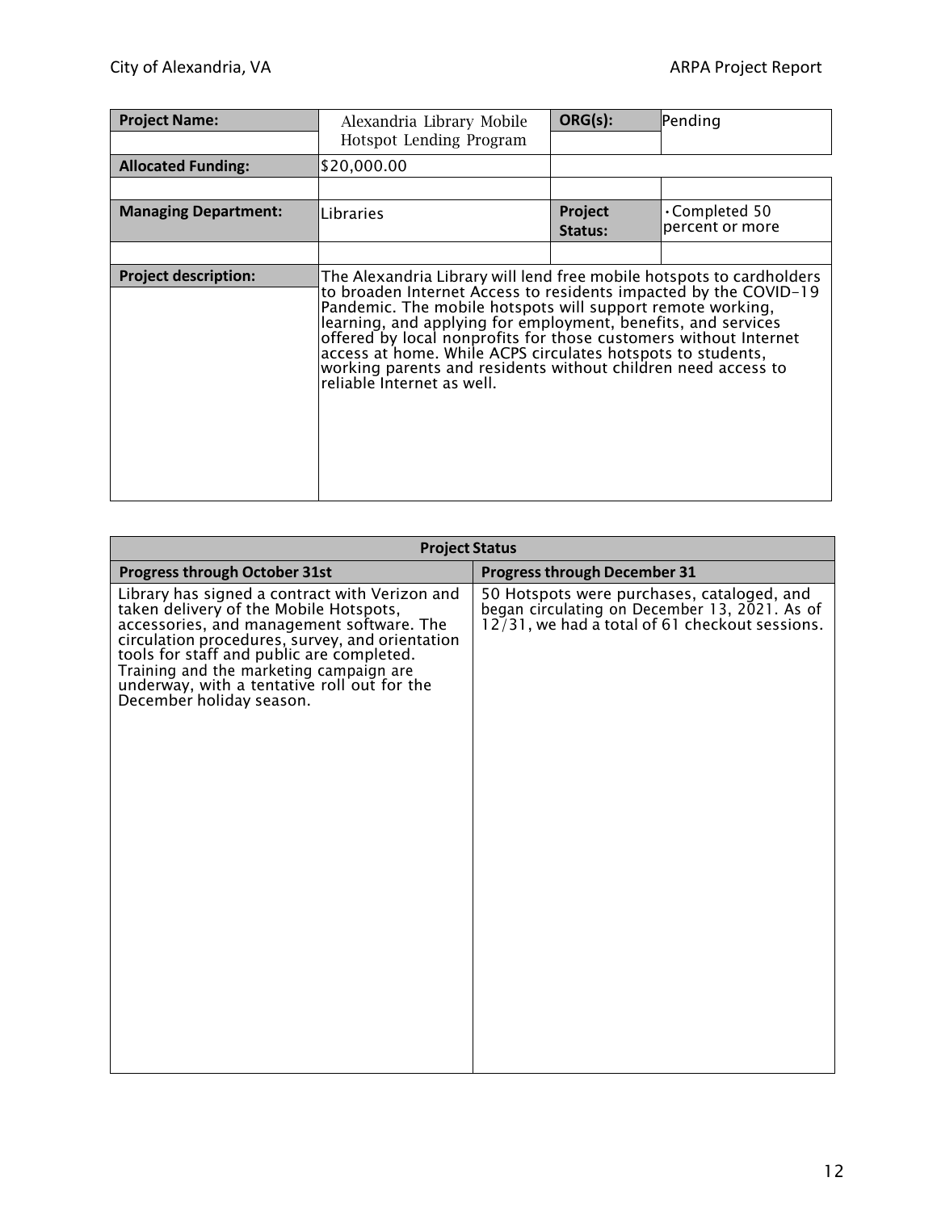| Project Name: | Alexandria Library Mobile Hotspot Lending Program | ORG(s): | Pending |
|---|---|---|---|
| Allocated Funding: | $20,000.00 | | |
| Managing Department: | Libraries | Project Status: | • Completed 50 percent or more |
| Project description: | The Alexandria Library will lend free mobile hotspots to cardholders to broaden Internet Access to residents impacted by the COVID-19 Pandemic. The mobile hotspots will support remote working, learning, and applying for employment, benefits, and services offered by local nonprofits for those customers without Internet access at home. While ACPS circulates hotspots to students, working parents and residents without children need access to reliable Internet as well. | | |

| Project Status | |
|---|---|
| **Progress through October 31st** | **Progress through December 31** |
| Library has signed a contract with Verizon and taken delivery of the Mobile Hotspots, accessories, and management software. The circulation procedures, survey, and orientation tools for staff and public are completed. Training and the marketing campaign are underway, with a tentative roll out for the December holiday season. | 50 Hotspots were purchases, cataloged, and began circulating on December 13, 2021. As of 12/31, we had a total of 61 checkout sessions. |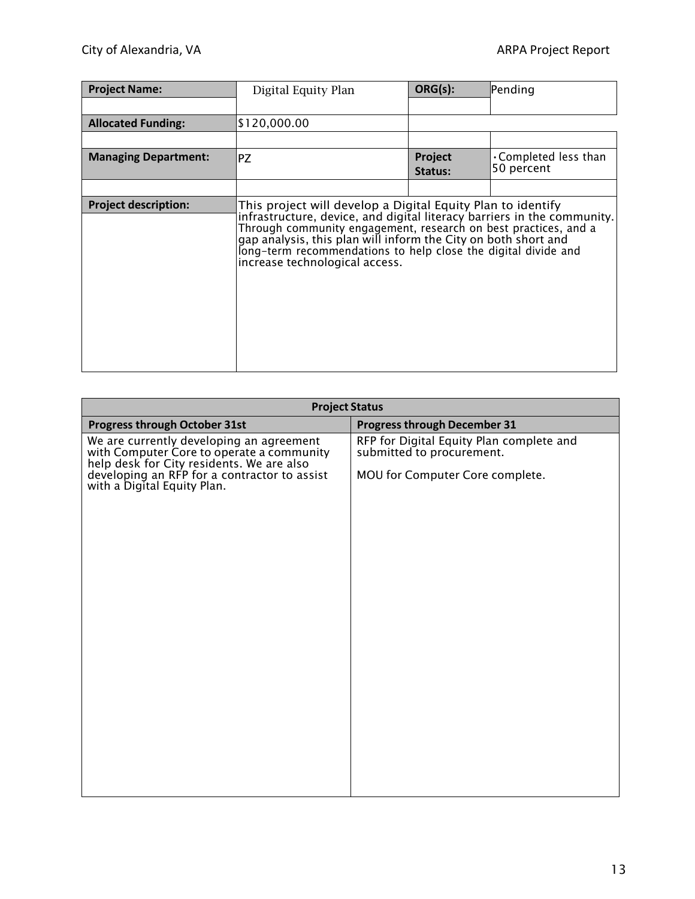| Project Name: | Digital Equity Plan | ORG(s): | Pending |
|---|---|---|---|
| Allocated Funding: | $120,000.00 | | |
| Managing Department: | PZ | Project Status: | •Completed less than 50 percent |
| Project description: | This project will develop a Digital Equity Plan to identify infrastructure, device, and digital literacy barriers in the community. Through community engagement, research on best practices, and a gap analysis, this plan will inform the City on both short and long-term recommendations to help close the digital divide and increase technological access. | | |

| Project Status | |
|---|---|
| **Progress through October 31st** | **Progress through December 31** |
| We are currently developing an agreement with Computer Core to operate a community help desk for City residents. We are also developing an RFP for a contractor to assist with a Digital Equity Plan. | RFP for Digital Equity Plan complete and submitted to procurement.<br><br>MOU for Computer Core complete. |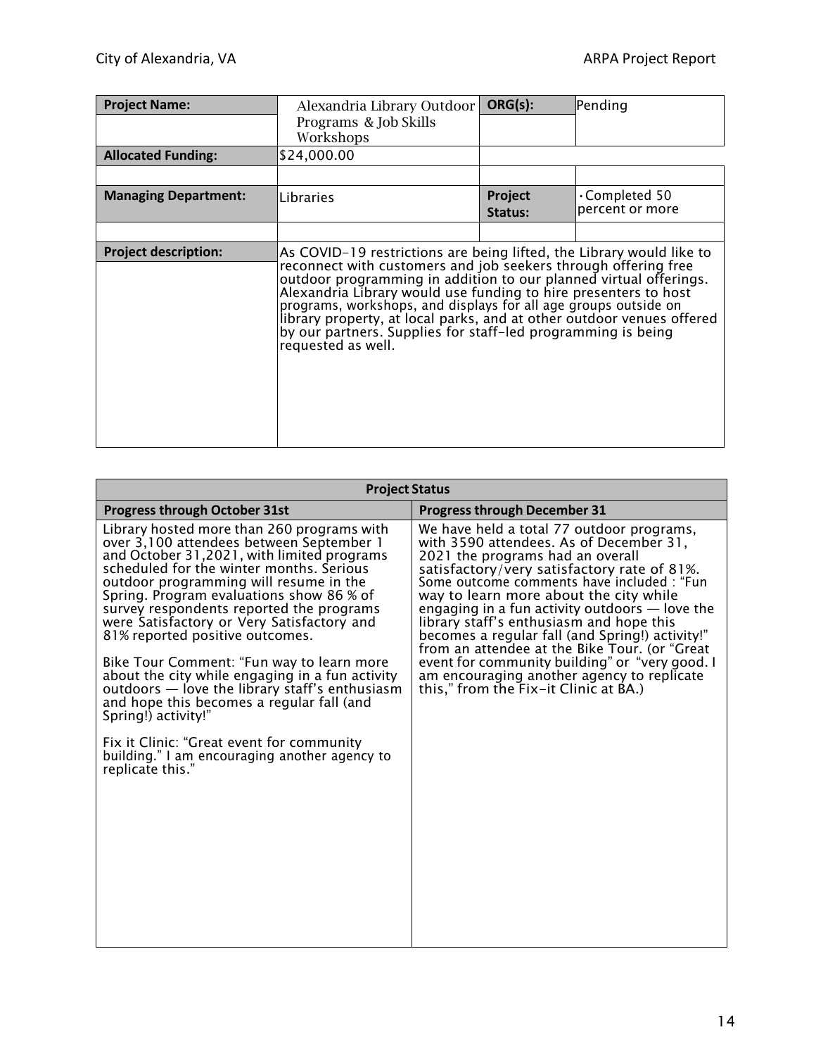| **Project Name:** | Alexandria Library Outdoor Programs & Job Skills Workshops | **ORG(s):** | Pending |
|---|---|---|---|
| **Allocated Funding:** | $24,000.00 | | |
| **Managing Department:** | Libraries | **Project Status:** | • Completed 50 percent or more |
| **Project description:** | As COVID-19 restrictions are being lifted, the Library would like to reconnect with customers and job seekers through offering free outdoor programming in addition to our planned virtual offerings. Alexandria Library would use funding to hire presenters to host programs, workshops, and displays for all age groups outside on library property, at local parks, and at other outdoor venues offered by our partners. Supplies for staff-led programming is being requested as well. | | |

| **Project Status** | |
|---|---|
| **Progress through October 31st** | **Progress through December 31** |
| Library hosted more than 260 programs with over 3,100 attendees between September 1 and October 31,2021, with limited programs scheduled for the winter months. Serious outdoor programming will resume in the Spring. Program evaluations show 86 % of survey respondents reported the programs were Satisfactory or Very Satisfactory and 81% reported positive outcomes.<br><br>Bike Tour Comment: "Fun way to learn more about the city while engaging in a fun activity outdoors — love the library staff's enthusiasm and hope this becomes a regular fall (and Spring!) activity!"<br><br>Fix it Clinic: "Great event for community building." I am encouraging another agency to replicate this." | We have held a total 77 outdoor programs, with 3590 attendees. As of December 31, 2021 the programs had an overall satisfactory/very satisfactory rate of 81%. Some outcome comments have included : "Fun way to learn more about the city while engaging in a fun activity outdoors — love the library staff's enthusiasm and hope this becomes a regular fall (and Spring!) activity!" from an attendee at the Bike Tour. (or "Great event for community building" or "very good. I am encouraging another agency to replicate this," from the Fix-it Clinic at BA.) |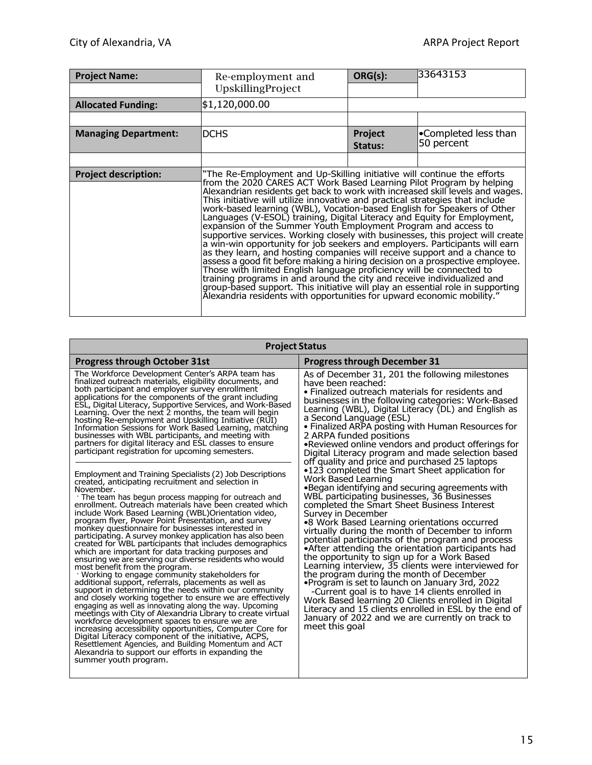| Project Name: | Re-employment and UpskillingProject | ORG(s): | 33643153 |
|---|---|---|---|
| Allocated Funding: | $1,120,000.00 | | |
| Managing Department: | DCHS | Project Status: | •Completed less than 50 percent |
| Project description: | "The Re-Employment and Up-Skilling initiative will continue the efforts from the 2020 CARES ACT Work Based Learning Pilot Program by helping Alexandrian residents get back to work with increased skill levels and wages. This initiative will utilize innovative and practical strategies that include work-based learning (WBL), Vocation-based English for Speakers of Other Languages (V-ESOL) training, Digital Literacy and Equity for Employment, expansion of the Summer Youth Employment Program and access to supportive services. Working closely with businesses, this project will create a win-win opportunity for job seekers and employers. Participants will earn as they learn, and hosting companies will receive support and a chance to assess a good fit before making a hiring decision on a prospective employee. Those with limited English language proficiency will be connected to training programs in and around the city and receive individualized and group-based support. This initiative will play an essential role in supporting Alexandria residents with opportunities for upward economic mobility." | | |

| Project Status | |
|---|---|
| **Progress through October 31st** | **Progress through December 31** |
| The Workforce Development Center's ARPA team has finalized outreach materials, eligibility documents, and both participant and employer survey enrollment applications for the components of the grant including ESL, Digital Literacy, Supportive Services, and Work-Based Learning. Over the next 2 months, the team will begin hosting Re-employment and Upskilling Initiative (RUI) Information Sessions for Work Based Learning, matching businesses with WBL participants, and meeting with partners for digital literacy and ESL classes to ensure participant registration for upcoming semesters.<br><br>Employment and Training Specialists (2) Job Descriptions created, anticipating recruitment and selection in November.<br>· The team has begun process mapping for outreach and enrollment. Outreach materials have been created which include Work Based Learning (WBL)Orientation video, program flyer, Power Point Presentation, and survey monkey questionnaire for businesses interested in participating. A survey monkey application has also been created for WBL participants that includes demographics which are important for data tracking purposes and ensuring we are serving our diverse residents who would most benefit from the program.<br>· Working to engage community stakeholders for additional support, referrals, placements as well as support in determining the needs within our community and closely working together to ensure we are effectively engaging as well as innovating along the way. Upcoming meetings with City of Alexandria Library to create virtual workforce development spaces to ensure we are increasing accessibility opportunities, Computer Core for Digital Literacy component of the initiative, ACPS, Resettlement Agencies, and Building Momentum and ACT Alexandria to support our efforts in expanding the summer youth program. | As of December 31, 201 the following milestones have been reached:<br>• Finalized outreach materials for residents and businesses in the following categories: Work-Based Learning (WBL), Digital Literacy (DL) and English as a Second Language (ESL)<br>• Finalized ARPA posting with Human Resources for 2 ARPA funded positions<br>•Reviewed online vendors and product offerings for Digital Literacy program and made selection based off quality and price and purchased 25 laptops<br>•123 completed the Smart Sheet application for Work Based Learning<br>•Began identifying and securing agreements with WBL participating businesses, 36 Businesses completed the Smart Sheet Business Interest Survey in December<br>•8 Work Based Learning orientations occurred virtually during the month of December to inform potential participants of the program and process<br>•After attending the orientation participants had the opportunity to sign up for a Work Based Learning interview, 35 clients were interviewed for the program during the month of December<br>•Program is set to launch on January 3rd, 2022<br>-Current goal is to have 14 clients enrolled in Work Based learning 20 Clients enrolled in Digital Literacy and 15 clients enrolled in ESL by the end of January of 2022 and we are currently on track to meet this goal |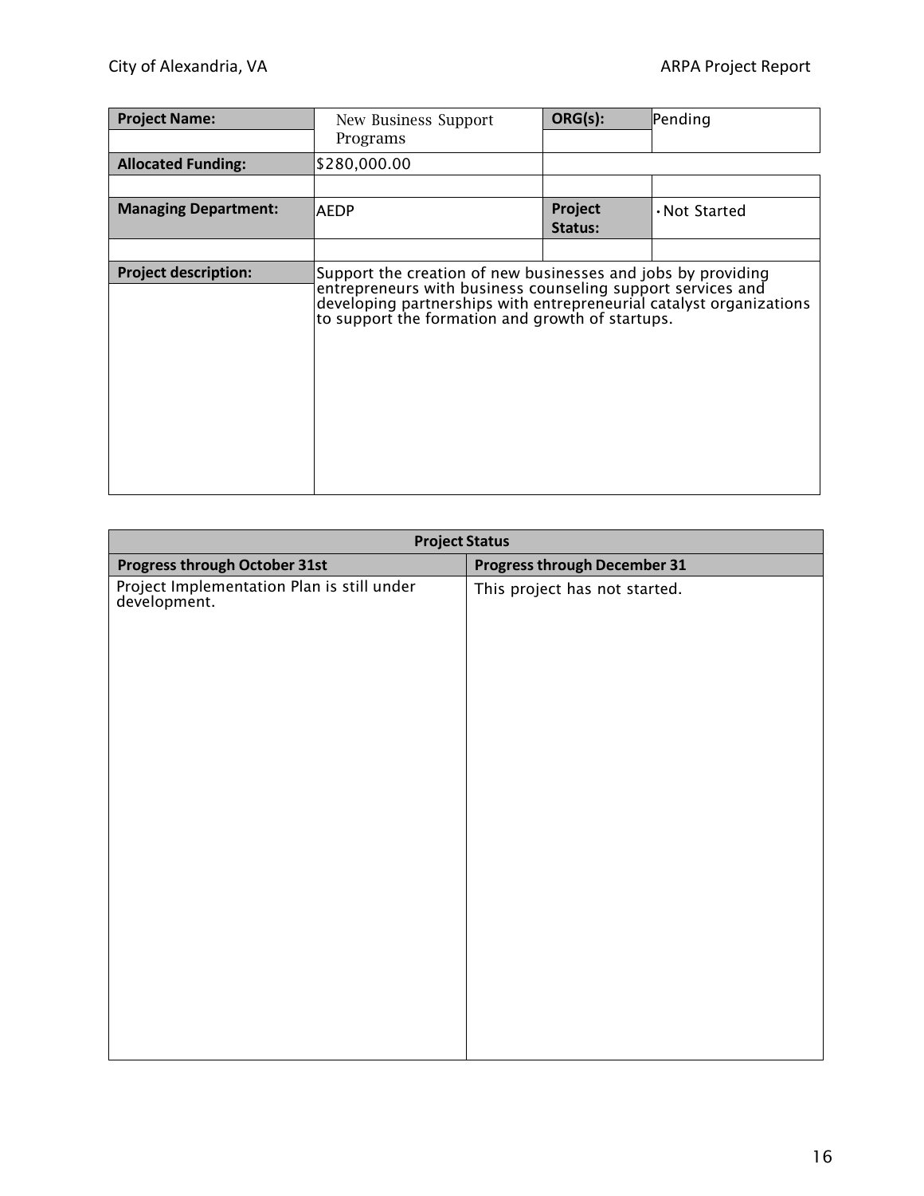| Project Name: | New Business Support Programs | ORG(s): | Pending |
|---|---|---|---|
| Allocated Funding: | $280,000.00 | | |
| Managing Department: | AEDP | Project Status: | • Not Started |
| Project description: | Support the creation of new businesses and jobs by providing entrepreneurs with business counseling support services and developing partnerships with entrepreneurial catalyst organizations to support the formation and growth of startups. | | |

| Project Status | |
|---|---|
| **Progress through October 31st** | **Progress through December 31** |
| Project Implementation Plan is still under development. | This project has not started. |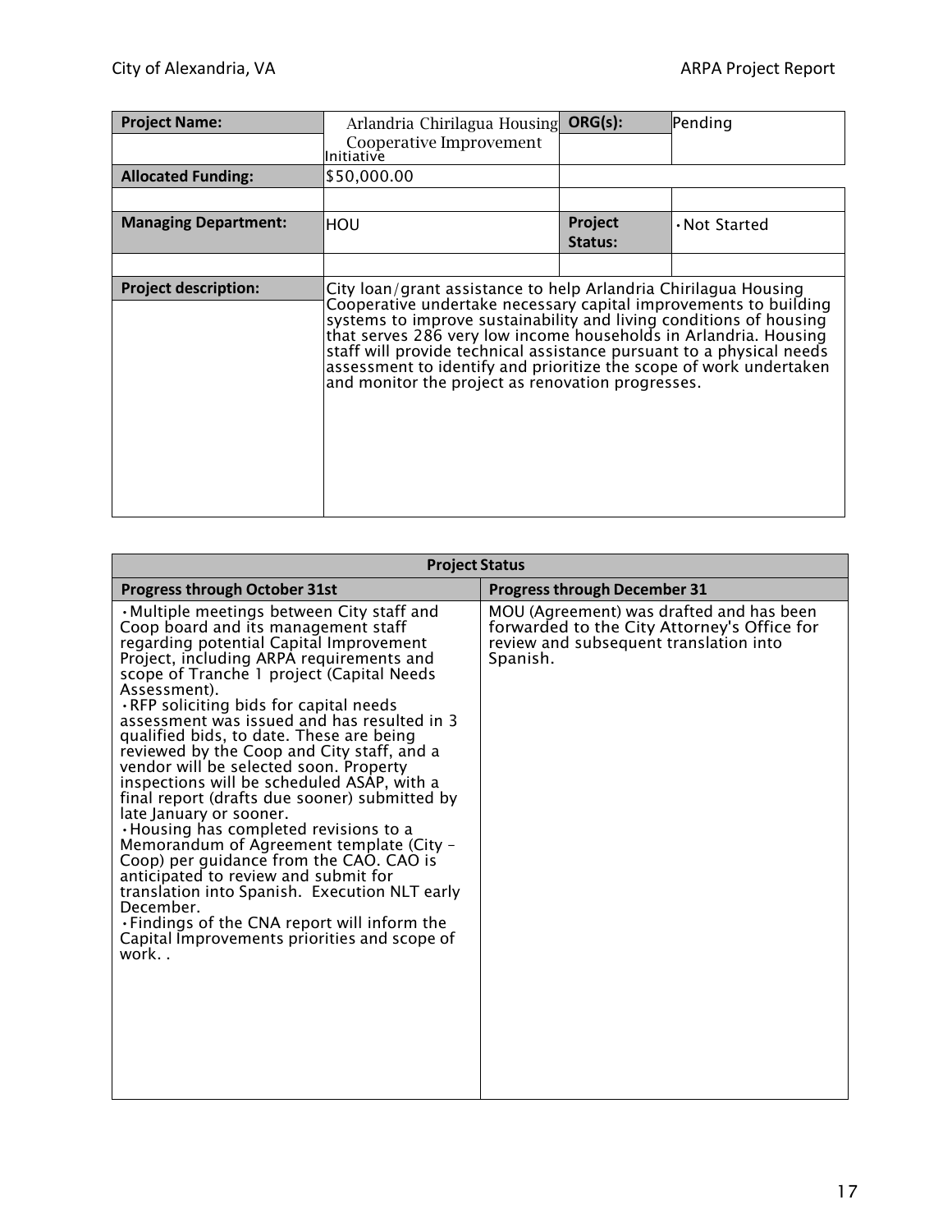| Project Name: | Arlandria Chirilagua Housing Cooperative Improvement Initiative | ORG(s): | Pending |
|---|---|---|---|
| Allocated Funding: | $50,000.00 | | |
| | | | |
| Managing Department: | HOU | Project Status: | • Not Started |
| | | | |
| Project description: | City loan/grant assistance to help Arlandria Chirilagua Housing Cooperative undertake necessary capital improvements to building systems to improve sustainability and living conditions of housing that serves 286 very low income households in Arlandria. Housing staff will provide technical assistance pursuant to a physical needs assessment to identify and prioritize the scope of work undertaken and monitor the project as renovation progresses. | | |

| Project Status | |
|---|---|
| **Progress through October 31st** | **Progress through December 31** |
| • Multiple meetings between City staff and Coop board and its management staff regarding potential Capital Improvement Project, including ARPA requirements and scope of Tranche 1 project (Capital Needs Assessment).<br>• RFP soliciting bids for capital needs assessment was issued and has resulted in 3 qualified bids, to date. These are being reviewed by the Coop and City staff, and a vendor will be selected soon. Property inspections will be scheduled ASAP, with a final report (drafts due sooner) submitted by late January or sooner.<br>• Housing has completed revisions to a Memorandum of Agreement template (City – Coop) per guidance from the CAO. CAO is anticipated to review and submit for translation into Spanish. Execution NLT early December.<br>• Findings of the CNA report will inform the Capital Improvements priorities and scope of work. . | MOU (Agreement) was drafted and has been forwarded to the City Attorney's Office for review and subsequent translation into Spanish. |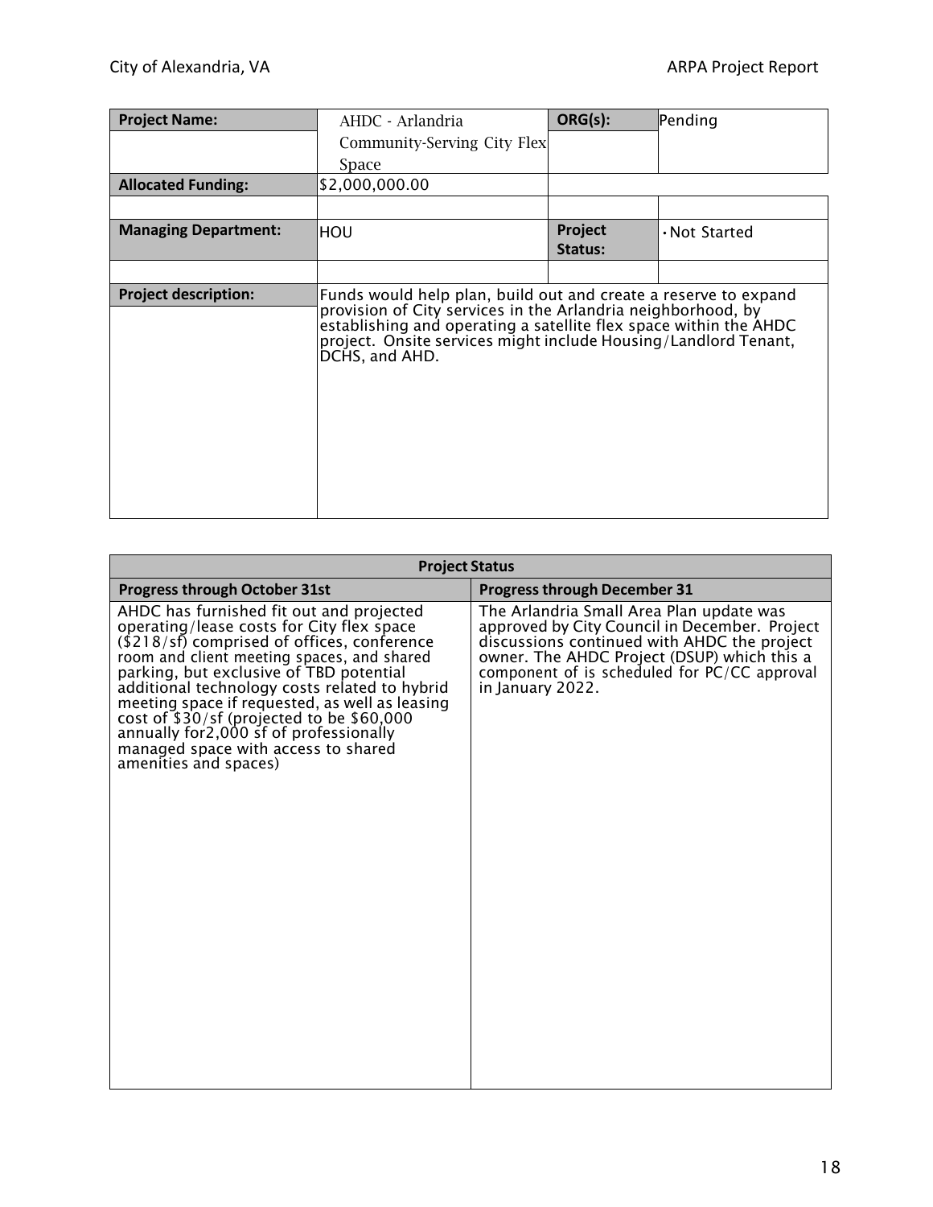| Project Name: | AHDC - Arlandria Community-Serving City Flex Space | ORG(s): | Pending |
|---|---|---|---|
| Allocated Funding: | $2,000,000.00 | | |
| | | | |
| Managing Department: | HOU | Project Status: | • Not Started |
| | | | |
| Project description: | Funds would help plan, build out and create a reserve to expand provision of City services in the Arlandria neighborhood, by establishing and operating a satellite flex space within the AHDC project. Onsite services might include Housing/Landlord Tenant, DCHS, and AHD. | | |

| Project Status | |
|---|---|
| **Progress through October 31st** | **Progress through December 31** |
| AHDC has furnished fit out and projected operating/lease costs for City flex space ($218/sf) comprised of offices, conference room and client meeting spaces, and shared parking, but exclusive of TBD potential additional technology costs related to hybrid meeting space if requested, as well as leasing cost of $30/sf (projected to be $60,000 annually for2,000 sf of professionally managed space with access to shared amenities and spaces) | The Arlandria Small Area Plan update was approved by City Council in December. Project discussions continued with AHDC the project owner. The AHDC Project (DSUP) which this a component of is scheduled for PC/CC approval in January 2022. |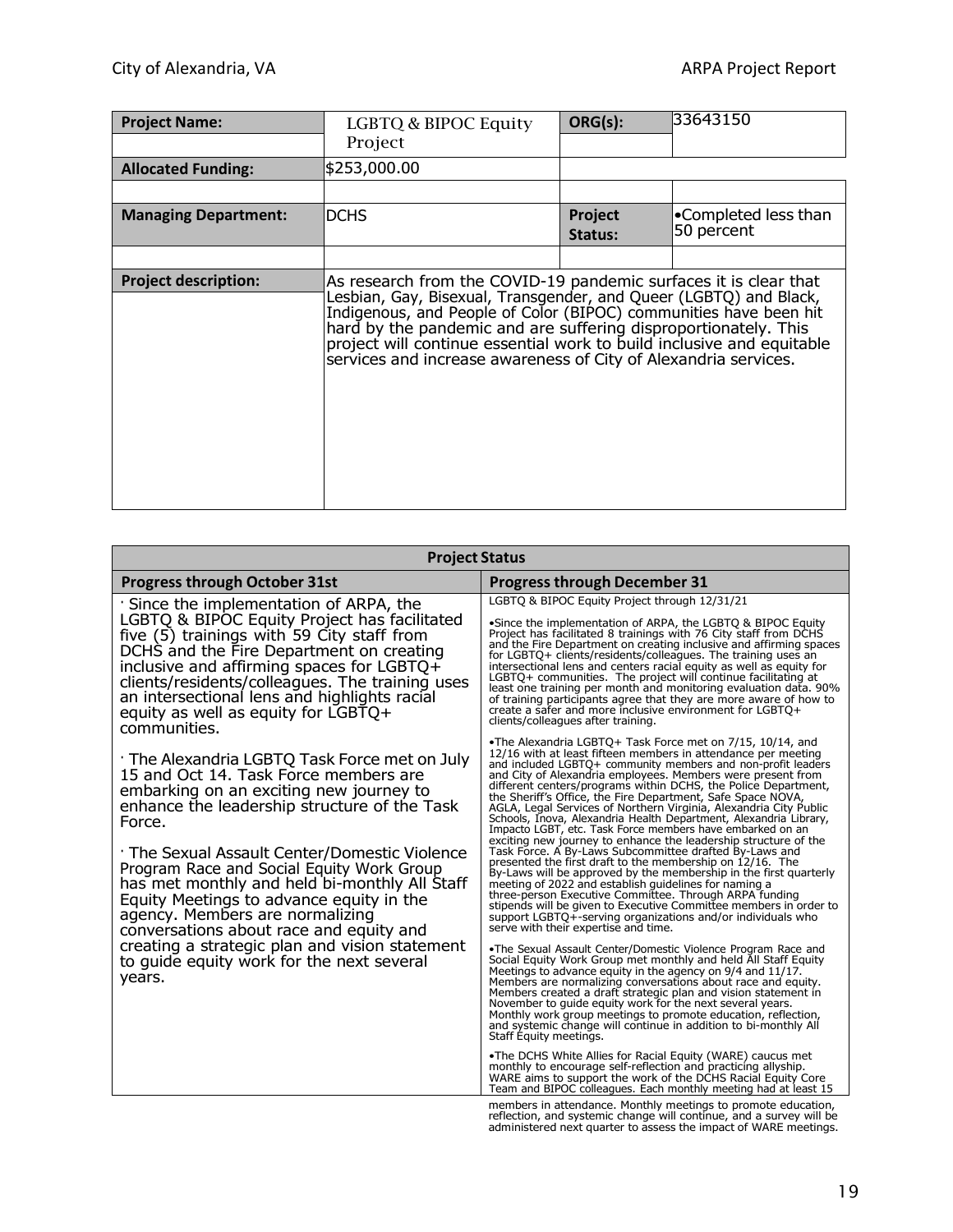| Project Name: | LGBTQ & BIPOC Equity Project | ORG(s): | 33643150 |
|---|---|---|---|
| Allocated Funding: | $253,000.00 | | |
| Managing Department: | DCHS | Project Status: | •Completed less than 50 percent |
| Project description: | As research from the COVID-19 pandemic surfaces it is clear that Lesbian, Gay, Bisexual, Transgender, and Queer (LGBTQ) and Black, Indigenous, and People of Color (BIPOC) communities have been hit hard by the pandemic and are suffering disproportionately. This project will continue essential work to build inclusive and equitable services and increase awareness of City of Alexandria services. | | |

| Project Status | |
|---|---|
| **Progress through October 31st** | **Progress through December 31** |
| · Since the implementation of ARPA, the LGBTQ & BIPOC Equity Project has facilitated five (5) trainings with 59 City staff from DCHS and the Fire Department on creating inclusive and affirming spaces for LGBTQ+ clients/residents/colleagues. The training uses an intersectional lens and highlights racial equity as well as equity for LGBTQ+ communities.<br><br>· The Alexandria LGBTQ Task Force met on July 15 and Oct 14. Task Force members are embarking on an exciting new journey to enhance the leadership structure of the Task Force.<br><br>· The Sexual Assault Center/Domestic Violence Program Race and Social Equity Work Group has met monthly and held bi-monthly All Staff Equity Meetings to advance equity in the agency. Members are normalizing conversations about race and equity and creating a strategic plan and vision statement to guide equity work for the next several years. | LGBTQ & BIPOC Equity Project through 12/31/21<br><br>•Since the implementation of ARPA, the LGBTQ & BIPOC Equity Project has facilitated 8 trainings with 76 City staff from DCHS and the Fire Department on creating inclusive and affirming spaces for LGBTQ+ clients/residents/colleagues. The training uses an intersectional lens and centers racial equity as well as equity for LGBTQ+ communities. The project will continue facilitating at least one training per month and monitoring evaluation data. 90% of training participants agree that they are more aware of how to create a safer and more inclusive environment for LGBTQ+ clients/colleagues after training.<br><br>•The Alexandria LGBTQ+ Task Force met on 7/15, 10/14, and 12/16 with at least fifteen members in attendance per meeting and included LGBTQ+ community members and non-profit leaders and City of Alexandria employees. Members were present from different centers/programs within DCHS, the Police Department, the Sheriff's Office, the Fire Department, Safe Space NOVA, AGLA, Legal Services of Northern Virginia, Alexandria City Public Schools, Inova, Alexandria Health Department, Alexandria Library, Impacto LGBT, etc. Task Force members have embarked on an exciting new journey to enhance the leadership structure of the Task Force. A By-Laws Subcommittee drafted By-Laws and presented the first draft to the membership on 12/16. The By-Laws will be approved by the membership in the first quarterly meeting of 2022 and establish guidelines for naming a three-person Executive Committee. Through ARPA funding stipends will be given to Executive Committee members in order to support LGBTQ+-serving organizations and/or individuals who serve with their expertise and time.<br><br>•The Sexual Assault Center/Domestic Violence Program Race and Social Equity Work Group met monthly and held All Staff Equity Meetings to advance equity in the agency on 9/4 and 11/17. Members are normalizing conversations about race and equity. Members created a draft strategic plan and vision statement in November to guide equity work for the next several years. Monthly work group meetings to promote education, reflection, and systemic change will continue in addition to bi-monthly All Staff Equity meetings.<br><br>•The DCHS White Allies for Racial Equity (WARE) caucus met monthly to encourage self-reflection and practicing allyship. WARE aims to support the work of the DCHS Racial Equity Core Team and BIPOC colleagues. Each monthly meeting had at least 15 members in attendance. Monthly meetings to promote education, reflection, and systemic change will continue, and a survey will be administered next quarter to assess the impact of WARE meetings. |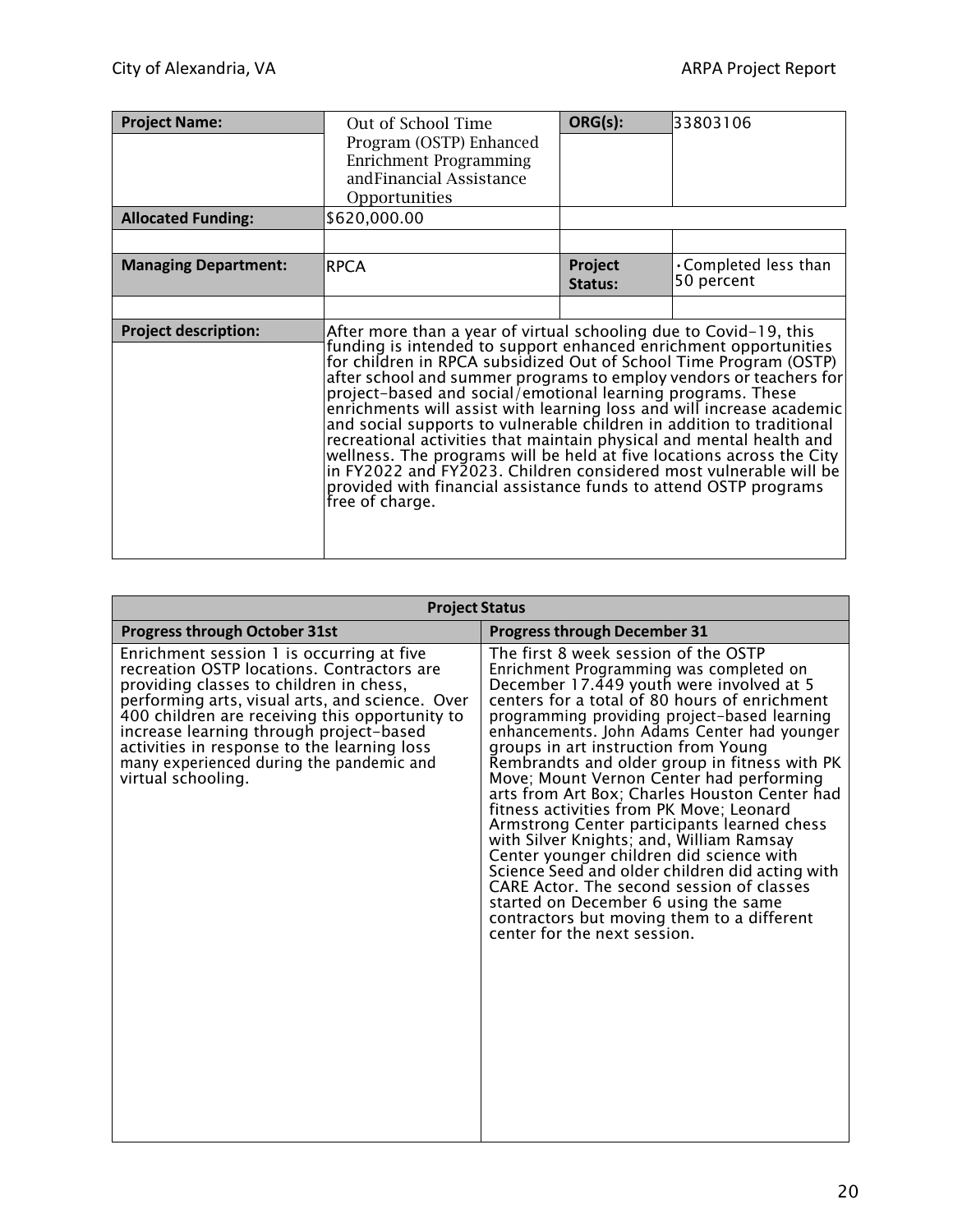| Project Name: | Out of School Time Program (OSTP) Enhanced Enrichment Programming andFinancial Assistance Opportunities | ORG(s): | 33803106 |
|---|---|---|---|
| Allocated Funding: | $620,000.00 | | |
| | | | |
| Managing Department: | RPCA | Project Status: | • Completed less than 50 percent |
| | | | |
| Project description: | After more than a year of virtual schooling due to Covid-19, this funding is intended to support enhanced enrichment opportunities for children in RPCA subsidized Out of School Time Program (OSTP) after school and summer programs to employ vendors or teachers for project-based and social/emotional learning programs. These enrichments will assist with learning loss and will increase academic and social supports to vulnerable children in addition to traditional recreational activities that maintain physical and mental health and wellness. The programs will be held at five locations across the City in FY2022 and FY2023. Children considered most vulnerable will be provided with financial assistance funds to attend OSTP programs free of charge. | | |

| Project Status | |
|---|---|
| **Progress through October 31st** | **Progress through December 31** |
| Enrichment session 1 is occurring at five recreation OSTP locations. Contractors are providing classes to children in chess, performing arts, visual arts, and science. Over 400 children are receiving this opportunity to increase learning through project-based activities in response to the learning loss many experienced during the pandemic and virtual schooling. | The first 8 week session of the OSTP Enrichment Programming was completed on December 17.449 youth were involved at 5 centers for a total of 80 hours of enrichment programming providing project-based learning enhancements. John Adams Center had younger groups in art instruction from Young Rembrandts and older group in fitness with PK Move; Mount Vernon Center had performing arts from Art Box; Charles Houston Center had fitness activities from PK Move; Leonard Armstrong Center participants learned chess with Silver Knights; and, William Ramsay Center younger children did science with Science Seed and older children did acting with CARE Actor. The second session of classes started on December 6 using the same contractors but moving them to a different center for the next session. |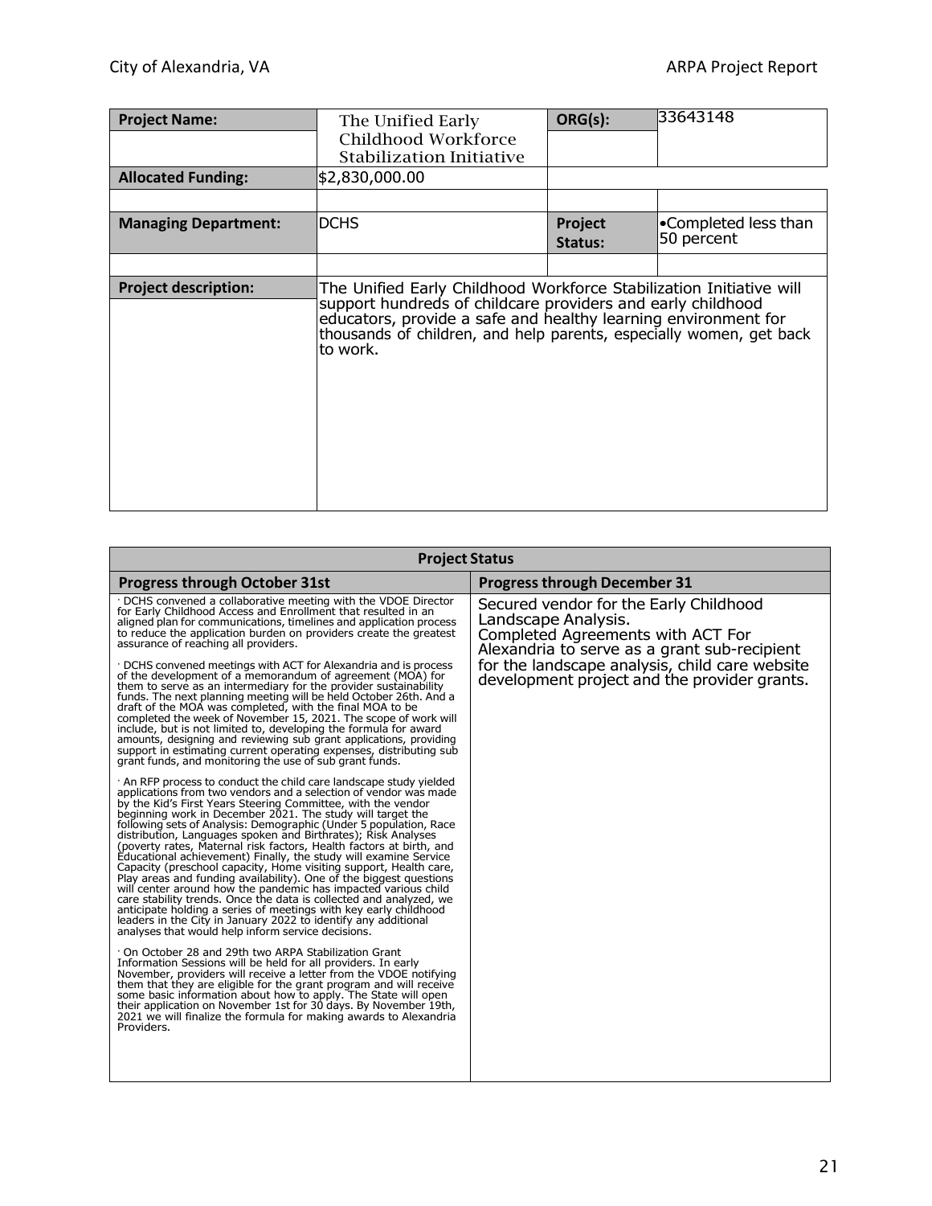| **Project Name:** | The Unified Early Childhood Workforce Stabilization Initiative | **ORG(s):** | 33643148 |
|---|---|---|---|
| **Allocated Funding:** | $2,830,000.00 | | |
| | | | |
| **Managing Department:** | DCHS | **Project Status:** | •Completed less than 50 percent |
| | | | |
| **Project description:** | The Unified Early Childhood Workforce Stabilization Initiative will support hundreds of childcare providers and early childhood educators, provide a safe and healthy learning environment for thousands of children, and help parents, especially women, get back to work. | | |

| **Project Status** | |
|---|---|
| **Progress through October 31st** | **Progress through December 31** |
| · DCHS convened a collaborative meeting with the VDOE Director for Early Childhood Access and Enrollment that resulted in an aligned plan for communications, timelines and application process to reduce the application burden on providers create the greatest assurance of reaching all providers.<br><br>· DCHS convened meetings with ACT for Alexandria and is process of the development of a memorandum of agreement (MOA) for them to serve as an intermediary for the provider sustainability funds. The next planning meeting will be held October 26th. And a draft of the MOA was completed, with the final MOA to be completed the week of November 15, 2021. The scope of work will include, but is not limited to, developing the formula for award amounts, designing and reviewing sub grant applications, providing support in estimating current operating expenses, distributing sub grant funds, and monitoring the use of sub grant funds.<br><br>· An RFP process to conduct the child care landscape study yielded applications from two vendors and a selection of vendor was made by the Kid's First Years Steering Committee, with the vendor beginning work in December 2021. The study will target the following sets of Analysis: Demographic (Under 5 population, Race distribution, Languages spoken and Birthrates); Risk Analyses (poverty rates, Maternal risk factors, Health factors at birth, and Educational achievement) Finally, the study will examine Service Capacity (preschool capacity, Home visiting support, Health care, Play areas and funding availability). One of the biggest questions will center around how the pandemic has impacted various child care stability trends. Once the data is collected and analyzed, we anticipate holding a series of meetings with key early childhood leaders in the City in January 2022 to identify any additional analyses that would help inform service decisions.<br><br>· On October 28 and 29th two ARPA Stabilization Grant Information Sessions will be held for all providers. In early November, providers will receive a letter from the VDOE notifying them that they are eligible for the grant program and will receive some basic information about how to apply. The State will open their application on November 1st for 30 days. By November 19th, 2021 we will finalize the formula for making awards to Alexandria Providers. | Secured vendor for the Early Childhood Landscape Analysis.<br>Completed Agreements with ACT For Alexandria to serve as a grant sub-recipient for the landscape analysis, child care website development project and the provider grants. |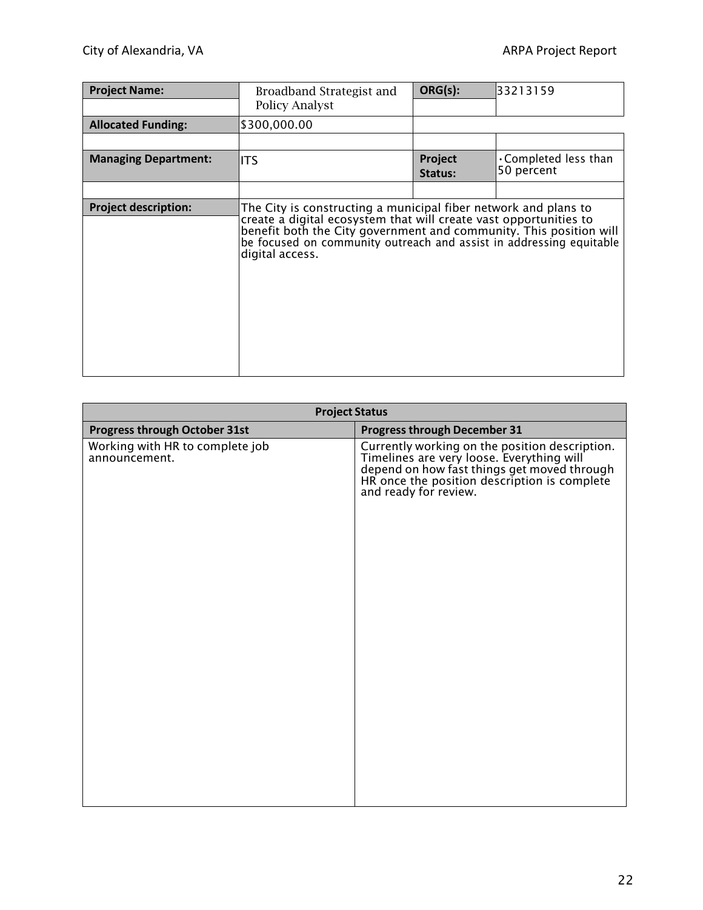| Project Name: | Broadband Strategist and Policy Analyst | ORG(s): | 33213159 |
|---|---|---|---|
| Allocated Funding: | $300,000.00 | | |
| Managing Department: | ITS | Project Status: | • Completed less than 50 percent |
| Project description: | The City is constructing a municipal fiber network and plans to create a digital ecosystem that will create vast opportunities to benefit both the City government and community. This position will be focused on community outreach and assist in addressing equitable digital access. | | |

| Project Status | |
|---|---|
| **Progress through October 31st** | **Progress through December 31** |
| Working with HR to complete job announcement. | Currently working on the position description. Timelines are very loose. Everything will depend on how fast things get moved through HR once the position description is complete and ready for review. |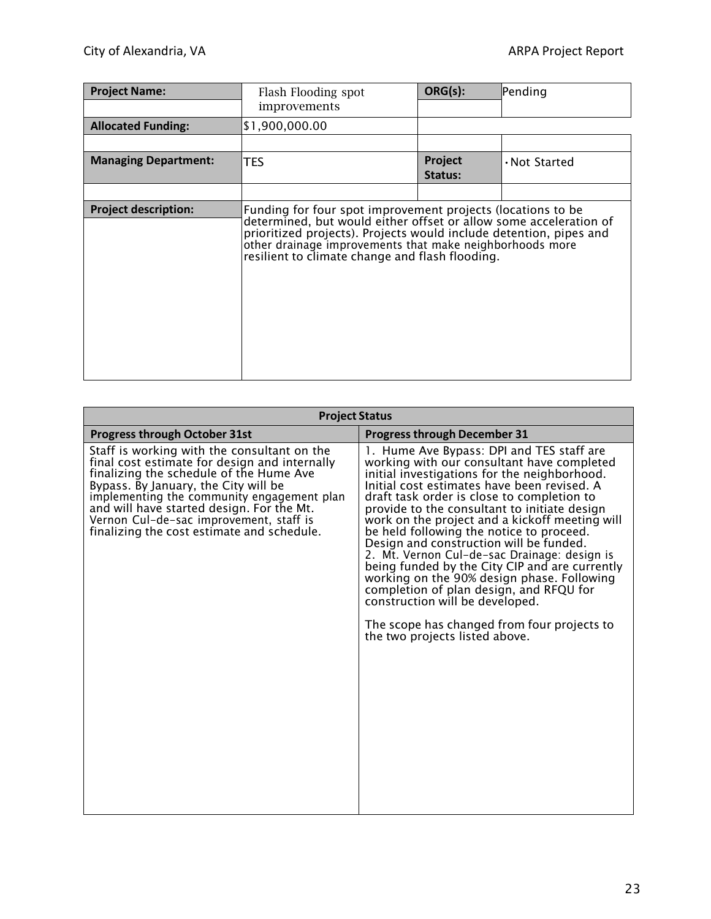| Project Name: | Flash Flooding spot improvements | ORG(s): | Pending |
|---|---|---|---|
| Allocated Funding: | $1,900,000.00 | | |
| Managing Department: | TES | Project Status: | • Not Started |
| Project description: | Funding for four spot improvement projects (locations to be determined, but would either offset or allow some acceleration of prioritized projects). Projects would include detention, pipes and other drainage improvements that make neighborhoods more resilient to climate change and flash flooding. | | |

| Project Status | |
|---|---|
| **Progress through October 31st** | **Progress through December 31** |
| Staff is working with the consultant on the final cost estimate for design and internally finalizing the schedule of the Hume Ave Bypass. By January, the City will be implementing the community engagement plan and will have started design. For the Mt. Vernon Cul-de-sac improvement, staff is finalizing the cost estimate and schedule. | 1. Hume Ave Bypass: DPI and TES staff are working with our consultant have completed initial investigations for the neighborhood. Initial cost estimates have been revised. A draft task order is close to completion to provide to the consultant to initiate design work on the project and a kickoff meeting will be held following the notice to proceed. Design and construction will be funded.<br>2. Mt. Vernon Cul-de-sac Drainage: design is being funded by the City CIP and are currently working on the 90% design phase. Following completion of plan design, and RFQU for construction will be developed.<br><br>The scope has changed from four projects to the two projects listed above. |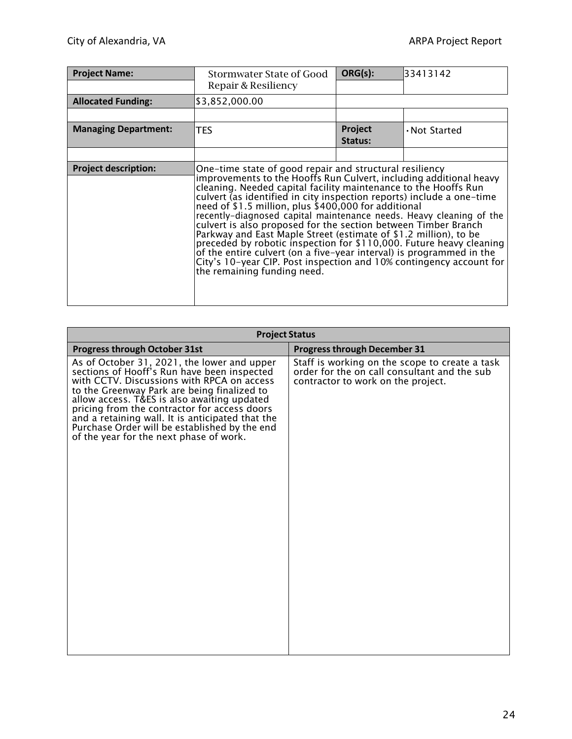| Project Name: | Stormwater State of Good Repair & Resiliency | ORG(s): | 33413142 |
|---|---|---|---|
| Allocated Funding: | $3,852,000.00 | | |
| Managing Department: | TES | Project Status: | • Not Started |
| Project description: | One-time state of good repair and structural resiliency improvements to the Hooffs Run Culvert, including additional heavy cleaning. Needed capital facility maintenance to the Hooffs Run culvert (as identified in city inspection reports) include a one-time need of $1.5 million, plus $400,000 for additional recently-diagnosed capital maintenance needs. Heavy cleaning of the culvert is also proposed for the section between Timber Branch Parkway and East Maple Street (estimate of $1.2 million), to be preceded by robotic inspection for $110,000. Future heavy cleaning of the entire culvert (on a five-year interval) is programmed in the City's 10-year CIP. Post inspection and 10% contingency account for the remaining funding need. | | |

| Project Status | |
|---|---|
| **Progress through October 31st** | **Progress through December 31** |
| As of October 31, 2021, the lower and upper sections of Hooff's Run have been inspected with CCTV. Discussions with RPCA on access to the Greenway Park are being finalized to allow access. T&ES is also awaiting updated pricing from the contractor for access doors and a retaining wall. It is anticipated that the Purchase Order will be established by the end of the year for the next phase of work. | Staff is working on the scope to create a task order for the on call consultant and the sub contractor to work on the project. |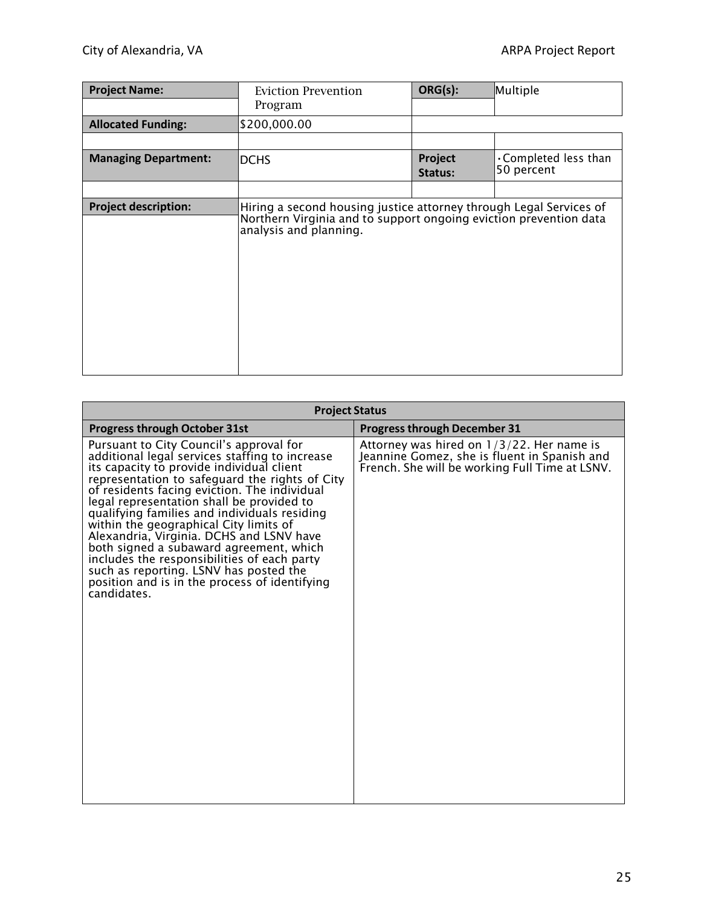| Project Name: | Eviction Prevention Program | ORG(s): | Multiple |
|---|---|---|---|
| Allocated Funding: | $200,000.00 | | |
| Managing Department: | DCHS | Project Status: | • Completed less than 50 percent |
| Project description: | Hiring a second housing justice attorney through Legal Services of Northern Virginia and to support ongoing eviction prevention data analysis and planning. | | |

| Project Status | |
|---|---|
| **Progress through October 31st** | **Progress through December 31** |
| Pursuant to City Council's approval for additional legal services staffing to increase its capacity to provide individual client representation to safeguard the rights of City of residents facing eviction. The individual legal representation shall be provided to qualifying families and individuals residing within the geographical City limits of Alexandria, Virginia. DCHS and LSNV have both signed a subaward agreement, which includes the responsibilities of each party such as reporting. LSNV has posted the position and is in the process of identifying candidates. | Attorney was hired on 1/3/22. Her name is Jeannine Gomez, she is fluent in Spanish and French. She will be working Full Time at LSNV. |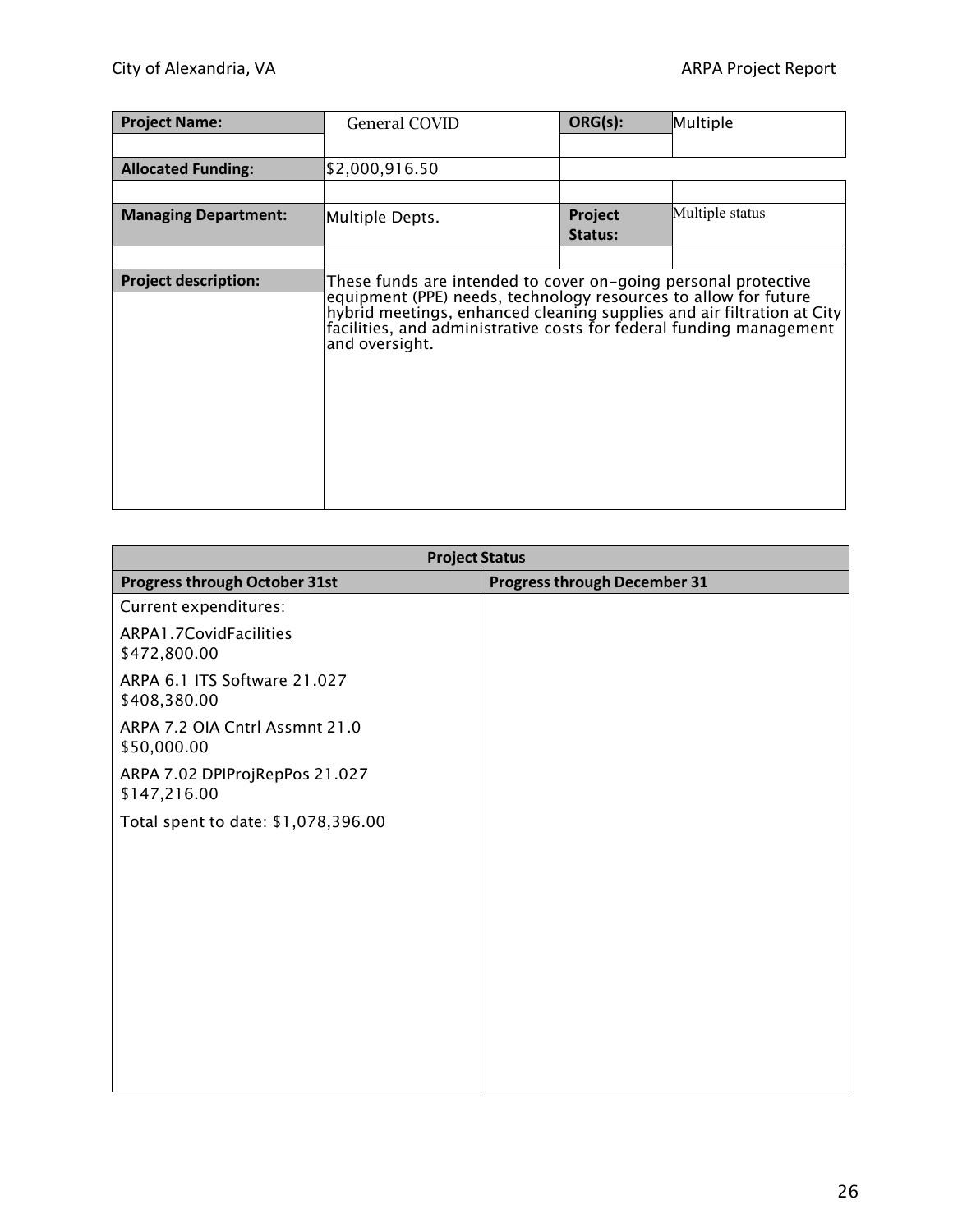| Project Name: | General COVID | ORG(s): | Multiple |
|---|---|---|---|
| Allocated Funding: | $2,000,916.50 | | |
| Managing Department: | Multiple Depts. | Project Status: | Multiple status |
| Project description: | These funds are intended to cover on-going personal protective equipment (PPE) needs, technology resources to allow for future hybrid meetings, enhanced cleaning supplies and air filtration at City facilities, and administrative costs for federal funding management and oversight. | | |

| Project Status | |
|---|---|
| **Progress through October 31st** | **Progress through December 31** |
| Current expenditures:<br><br>ARPA1.7CovidFacilities<br>$472,800.00<br><br>ARPA 6.1 ITS Software 21.027<br>$408,380.00<br><br>ARPA 7.2 OIA Cntrl Assmnt 21.0<br>$50,000.00<br><br>ARPA 7.02 DPIProjRepPos 21.027<br>$147,216.00<br><br>Total spent to date: $1,078,396.00 | |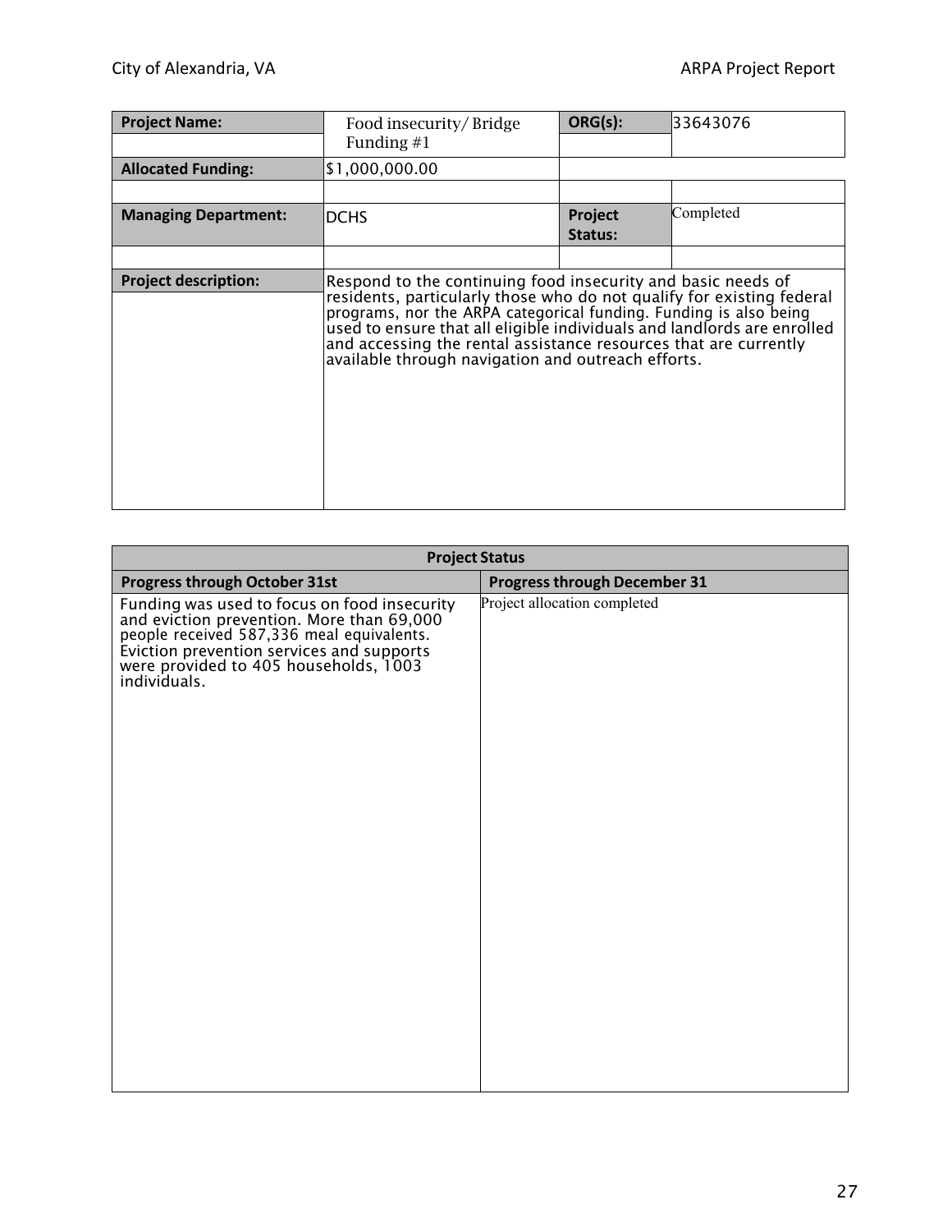| Project Name: | Food insecurity/ Bridge Funding #1 | ORG(s): | 33643076 |
| --- | --- | --- | --- |
| Allocated Funding: | $1,000,000.00 | | |
| Managing Department: | DCHS | Project Status: | Completed |
| Project description: | Respond to the continuing food insecurity and basic needs of residents, particularly those who do not qualify for existing federal programs, nor the ARPA categorical funding. Funding is also being used to ensure that all eligible individuals and landlords are enrolled and accessing the rental assistance resources that are currently available through navigation and outreach efforts. | | |

| Project Status | |
| --- | --- |
| **Progress through October 31st** | **Progress through December 31** |
| Funding was used to focus on food insecurity and eviction prevention. More than 69,000 people received 587,336 meal equivalents. Eviction prevention services and supports were provided to 405 households, 1003 individuals. | Project allocation completed |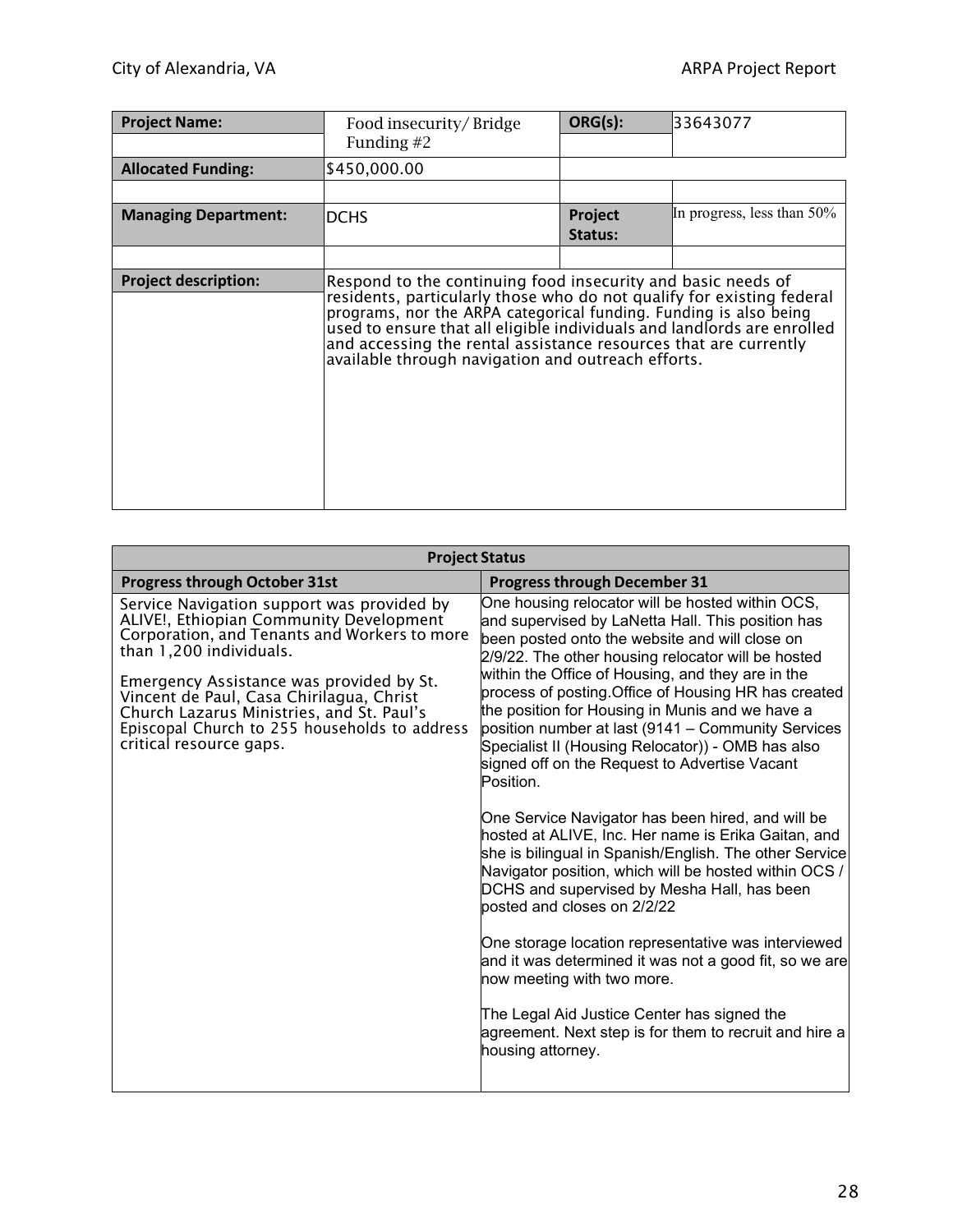| Project Name: | Food insecurity/ Bridge Funding #2 | ORG(s): | 33643077 |
|---|---|---|---|
| Allocated Funding: | $450,000.00 | | |
| Managing Department: | DCHS | Project Status: | In progress, less than 50% |
| Project description: | Respond to the continuing food insecurity and basic needs of residents, particularly those who do not qualify for existing federal programs, nor the ARPA categorical funding. Funding is also being used to ensure that all eligible individuals and landlords are enrolled and accessing the rental assistance resources that are currently available through navigation and outreach efforts. | | |

| Project Status | |
|---|---|
| **Progress through October 31st** | **Progress through December 31** |
| Service Navigation support was provided by ALIVE!, Ethiopian Community Development Corporation, and Tenants and Workers to more than 1,200 individuals.<br><br>Emergency Assistance was provided by St. Vincent de Paul, Casa Chirilagua, Christ Church Lazarus Ministries, and St. Paul's Episcopal Church to 255 households to address critical resource gaps. | One housing relocator will be hosted within OCS, and supervised by LaNetta Hall. This position has been posted onto the website and will close on 2/9/22. The other housing relocator will be hosted within the Office of Housing, and they are in the process of posting.Office of Housing HR has created the position for Housing in Munis and we have a position number at last (9141 – Community Services Specialist II (Housing Relocator)) - OMB has also signed off on the Request to Advertise Vacant Position.<br><br>One Service Navigator has been hired, and will be hosted at ALIVE, Inc. Her name is Erika Gaitan, and she is bilingual in Spanish/English. The other Service Navigator position, which will be hosted within OCS / DCHS and supervised by Mesha Hall, has been posted and closes on 2/2/22<br><br>One storage location representative was interviewed and it was determined it was not a good fit, so we are now meeting with two more.<br><br>The Legal Aid Justice Center has signed the agreement. Next step is for them to recruit and hire a housing attorney. |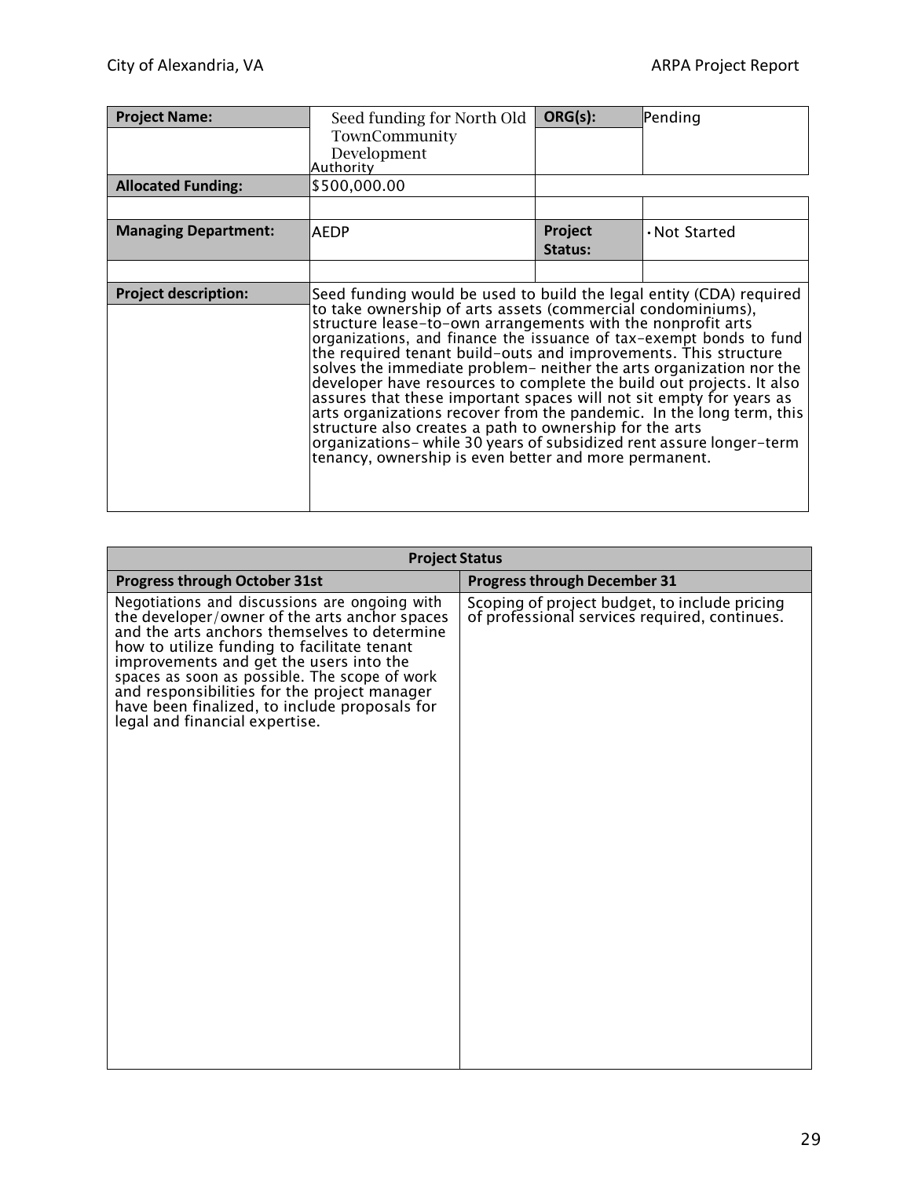| Project Name: | Seed funding for North Old TownCommunity Development Authority | ORG(s): | Pending |
|---|---|---|---|
| Allocated Funding: | $500,000.00 | | |
| | | | |
| Managing Department: | AEDP | Project Status: | • Not Started |
| | | | |
| Project description: | Seed funding would be used to build the legal entity (CDA) required to take ownership of arts assets (commercial condominiums), structure lease-to-own arrangements with the nonprofit arts organizations, and finance the issuance of tax-exempt bonds to fund the required tenant build-outs and improvements. This structure solves the immediate problem- neither the arts organization nor the developer have resources to complete the build out projects. It also assures that these important spaces will not sit empty for years as arts organizations recover from the pandemic. In the long term, this structure also creates a path to ownership for the arts organizations- while 30 years of subsidized rent assure longer-term tenancy, ownership is even better and more permanent. | | |

| Project Status | |
|---|---|
| **Progress through October 31st** | **Progress through December 31** |
| Negotiations and discussions are ongoing with the developer/owner of the arts anchor spaces and the arts anchors themselves to determine how to utilize funding to facilitate tenant improvements and get the users into the spaces as soon as possible. The scope of work and responsibilities for the project manager have been finalized, to include proposals for legal and financial expertise. | Scoping of project budget, to include pricing of professional services required, continues. |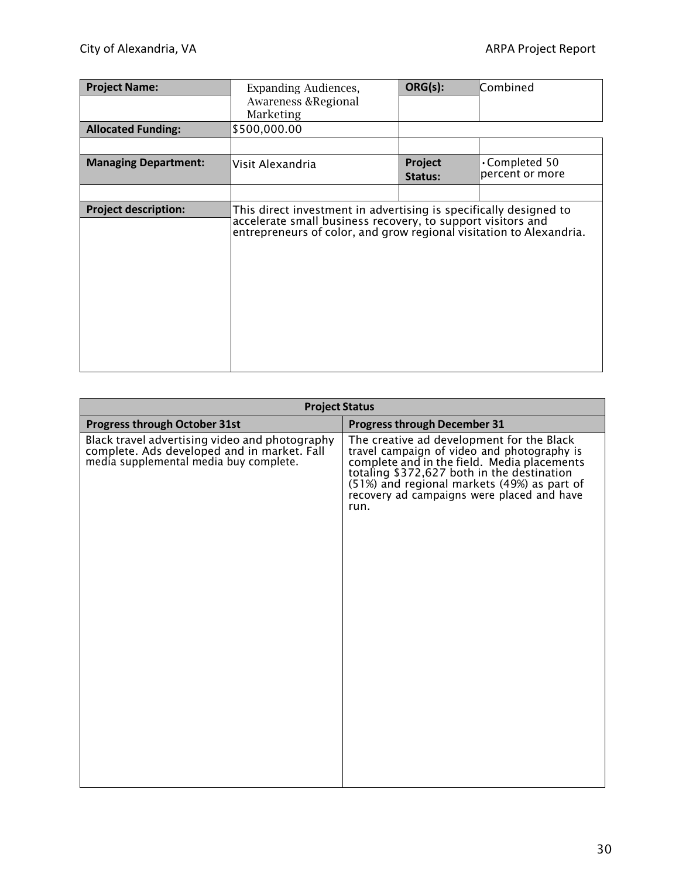| Project Name: | Expanding Audiences, Awareness &Regional Marketing | ORG(s): | Combined |
|---|---|---|---|
| Allocated Funding: | $500,000.00 | | |
| | | | |
| Managing Department: | Visit Alexandria | Project Status: | • Completed 50 percent or more |
| | | | |
| Project description: | This direct investment in advertising is specifically designed to accelerate small business recovery, to support visitors and entrepreneurs of color, and grow regional visitation to Alexandria. | | |

| Project Status | |
|---|---|
| **Progress through October 31st** | **Progress through December 31** |
| Black travel advertising video and photography complete. Ads developed and in market. Fall media supplemental media buy complete. | The creative ad development for the Black travel campaign of video and photography is complete and in the field. Media placements totaling $372,627 both in the destination (51%) and regional markets (49%) as part of recovery ad campaigns were placed and have run. |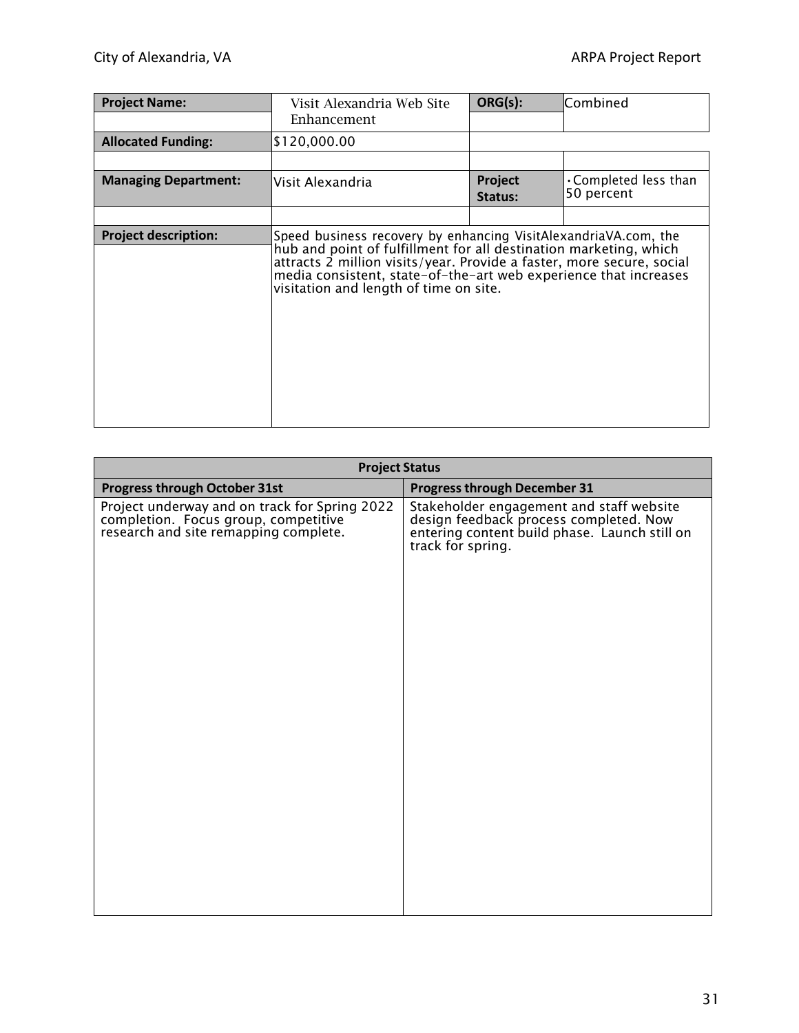| Project Name: | Visit Alexandria Web Site Enhancement | ORG(s): | Combined |
|---|---|---|---|
| Allocated Funding: | $120,000.00 | | |
| Managing Department: | Visit Alexandria | Project Status: | • Completed less than 50 percent |
| Project description: | Speed business recovery by enhancing VisitAlexandriaVA.com, the hub and point of fulfillment for all destination marketing, which attracts 2 million visits/year. Provide a faster, more secure, social media consistent, state-of-the-art web experience that increases visitation and length of time on site. | | |

| Project Status | |
|---|---|
| **Progress through October 31st** | **Progress through December 31** |
| Project underway and on track for Spring 2022 completion. Focus group, competitive research and site remapping complete. | Stakeholder engagement and staff website design feedback process completed. Now entering content build phase. Launch still on track for spring. |